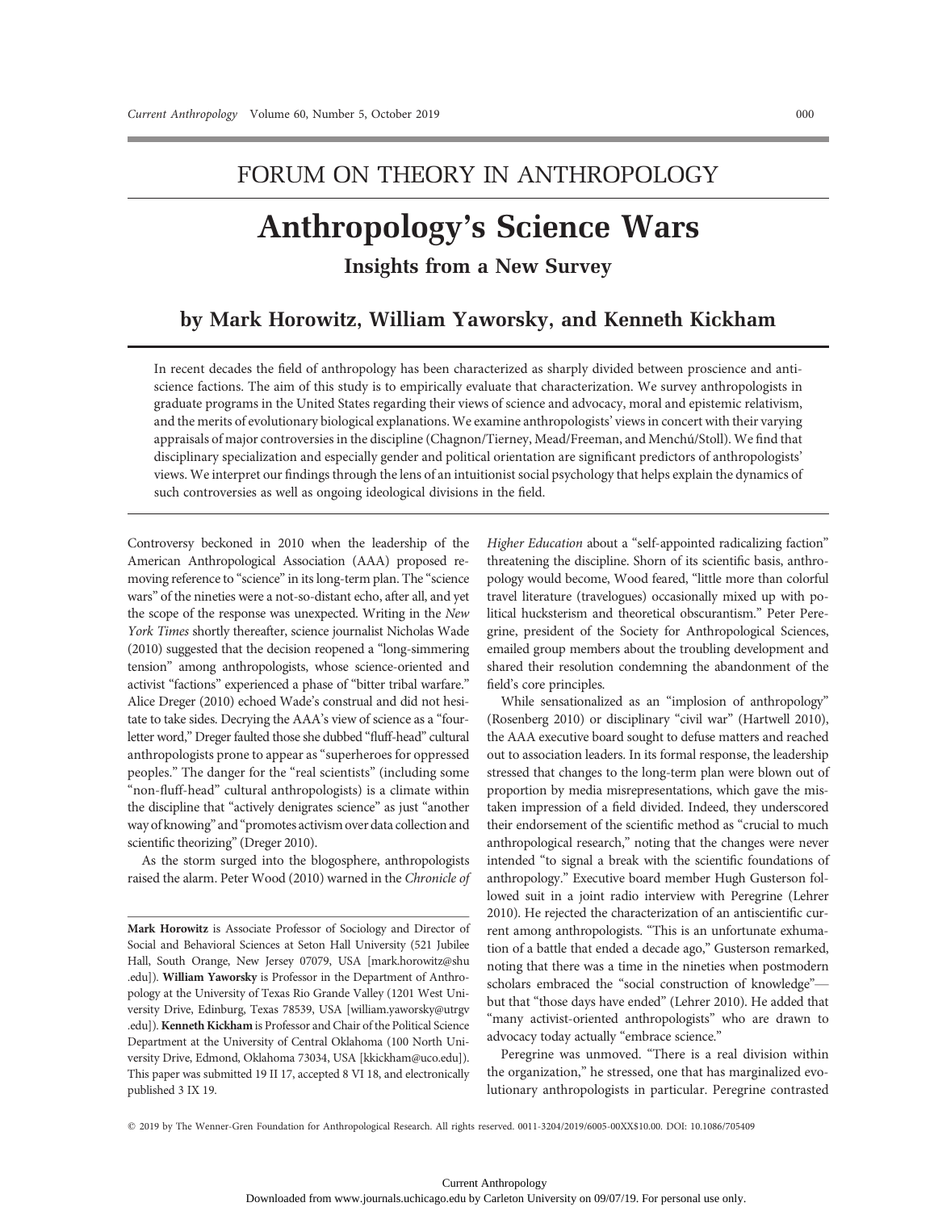FORUM ON THEORY IN ANTHROPOLOGY

# Anthropology's Science Wars

## Insights from a New Survey

### by Mark Horowitz, William Yaworsky, and Kenneth Kickham

In recent decades the field of anthropology has been characterized as sharply divided between proscience and antiscience factions. The aim of this study is to empirically evaluate that characterization. We survey anthropologists in graduate programs in the United States regarding their views of science and advocacy, moral and epistemic relativism, and the merits of evolutionary biological explanations. We examine anthropologists' views in concert with their varying appraisals of major controversies in the discipline (Chagnon/Tierney, Mead/Freeman, and Menchú/Stoll). We find that disciplinary specialization and especially gender and political orientation are significant predictors of anthropologists' views. We interpret our findings through the lens of an intuitionist social psychology that helps explain the dynamics of such controversies as well as ongoing ideological divisions in the field.

Controversy beckoned in 2010 when the leadership of the American Anthropological Association (AAA) proposed removing reference to "science" in its long-term plan. The "science wars" of the nineties were a not-so-distant echo, after all, and yet the scope of the response was unexpected. Writing in the *New York Times* shortly thereafter, science journalist Nicholas Wade (2010) suggested that the decision reopened a "long-simmering tension" among anthropologists, whose science-oriented and activist "factions" experienced a phase of "bitter tribal warfare." Alice Dreger (2010) echoed Wade's construal and did not hesitate to take sides. Decrying the AAA's view of science as a "four-letter word," Dreger faulted those she dubbed "fluff-head" cultural anthropologists prone to appear as "superheroes for oppressed peoples." The danger for the "real scientists" (including some "non-fluff-head" cultural anthropologists) is a climate within the discipline that "actively denigrates science" as just "another way of knowing" and "promotes activism over data collection and scientific theorizing" (Dreger 2010).

As the storm surged into the blogosphere, anthropologists raised the alarm. Peter Wood (2010) warned in the *Chronicle of Higher Education* about a "self-appointed radicalizing faction" threatening the discipline. Shorn of its scientific basis, anthropology would become, Wood feared, "little more than colorful travel literature (travelogues) occasionally mixed up with political hucksterism and theoretical obscurantism." Peter Peregrine, president of the Society for Anthropological Sciences, emailed group members about the troubling development and shared their resolution condemning the abandonment of the field's core principles.

While sensationalized as an "implosion of anthropology" (Rosenberg 2010) or disciplinary "civil war" (Hartwell 2010), the AAA executive board sought to defuse matters and reached out to association leaders. In its formal response, the leadership stressed that changes to the long-term plan were blown out of proportion by media misrepresentations, which gave the mistaken impression of a field divided. Indeed, they underscored their endorsement of the scientific method as "crucial to much anthropological research," noting that the changes were never intended "to signal a break with the scientific foundations of anthropology." Executive board member Hugh Gusterson followed suit in a joint radio interview with Peregrine (Lehrer 2010). He rejected the characterization of an antiscientific current among anthropologists. "This is an unfortunate exhumation of a battle that ended a decade ago," Gusterson remarked, noting that there was a time in the nineties when postmodern scholars embraced the "social construction of knowledge"—but that "those days have ended" (Lehrer 2010). He added that "many activist-oriented anthropologists" who are drawn to advocacy today actually "embrace science."

Peregrine was unmoved. "There is a real division within the organization," he stressed, one that has marginalized evolutionary anthropologists in particular. Peregrine contrasted

**Mark Horowitz** is Associate Professor of Sociology and Director of Social and Behavioral Sciences at Seton Hall University (521 Jubilee Hall, South Orange, New Jersey 07079, USA [mark.horowitz@shu.edu]). **William Yaworsky** is Professor in the Department of Anthropology at the University of Texas Rio Grande Valley (1201 West University Drive, Edinburg, Texas 78539, USA [william.yaworsky@utrgv.edu]). **Kenneth Kickham** is Professor and Chair of the Political Science Department at the University of Central Oklahoma (100 North University Drive, Edmond, Oklahoma 73034, USA [kkickham@uco.edu]). This paper was submitted 19 II 17, accepted 8 VI 18, and electronically published 3 IX 19.

© 2019 by The Wenner-Gren Foundation for Anthropological Research. All rights reserved. 0011-3204/2019/6005-00XX$10.00. DOI: 10.1086/705409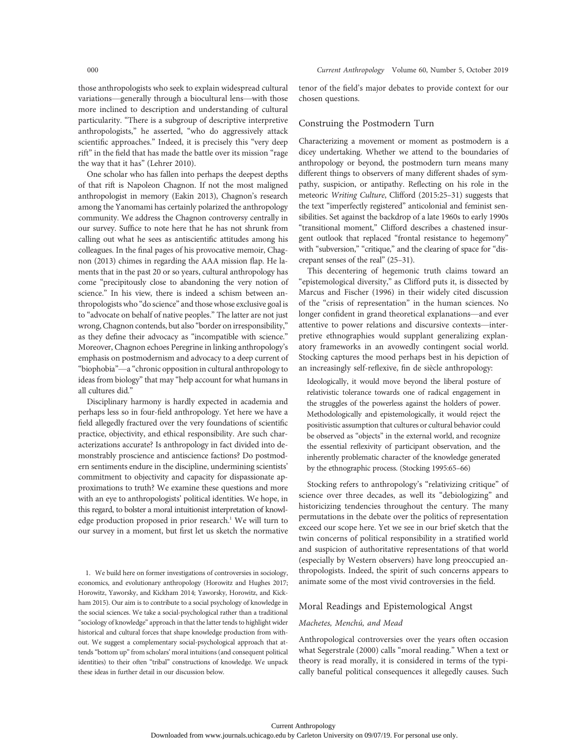those anthropologists who seek to explain widespread cultural variations—generally through a biocultural lens—with those more inclined to description and understanding of cultural particularity. "There is a subgroup of descriptive interpretive anthropologists," he asserted, "who do aggressively attack scientific approaches." Indeed, it is precisely this "very deep rift" in the field that has made the battle over its mission "rage the way that it has" (Lehrer 2010).

One scholar who has fallen into perhaps the deepest depths of that rift is Napoleon Chagnon. If not the most maligned anthropologist in memory (Eakin 2013), Chagnon's research among the Yanomami has certainly polarized the anthropology community. We address the Chagnon controversy centrally in our survey. Suffice to note here that he has not shrunk from calling out what he sees as antiscientific attitudes among his colleagues. In the final pages of his provocative memoir, Chagnon (2013) chimes in regarding the AAA mission flap. He laments that in the past 20 or so years, cultural anthropology has come "precipitously close to abandoning the very notion of science." In his view, there is indeed a schism between anthropologists who "do science" and those whose exclusive goal is to "advocate on behalf of native peoples." The latter are not just wrong, Chagnon contends, but also "border on irresponsibility," as they define their advocacy as "incompatible with science." Moreover, Chagnon echoes Peregrine in linking anthropology's emphasis on postmodernism and advocacy to a deep current of "biophobia"—a "chronic opposition in cultural anthropology to ideas from biology" that may "help account for what humans in all cultures did."

Disciplinary harmony is hardly expected in academia and perhaps less so in four-field anthropology. Yet here we have a field allegedly fractured over the very foundations of scientific practice, objectivity, and ethical responsibility. Are such characterizations accurate? Is anthropology in fact divided into demonstrably proscience and antiscience factions? Do postmodern sentiments endure in the discipline, undermining scientists' commitment to objectivity and capacity for dispassionate approximations to truth? We examine these questions and more with an eye to anthropologists' political identities. We hope, in this regard, to bolster a moral intuitionist interpretation of knowledge production proposed in prior research.[1] We will turn to our survey in a moment, but first let us sketch the normative tenor of the field's major debates to provide context for our chosen questions.

## Construing the Postmodern Turn

Characterizing a movement or moment as postmodern is a dicey undertaking. Whether we attend to the boundaries of anthropology or beyond, the postmodern turn means many different things to observers of many different shades of sympathy, suspicion, or antipathy. Reflecting on his role in the meteoric *Writing Culture*, Clifford (2015:25–31) suggests that the text "imperfectly registered" anticolonial and feminist sensibilities. Set against the backdrop of a late 1960s to early 1990s "transitional moment," Clifford describes a chastened insurgent outlook that replaced "frontal resistance to hegemony" with "subversion," "critique," and the clearing of space for "discrepant senses of the real" (25–31).

This decentering of hegemonic truth claims toward an "epistemological diversity," as Clifford puts it, is dissected by Marcus and Fischer (1996) in their widely cited discussion of the "crisis of representation" in the human sciences. No longer confident in grand theoretical explanations—and ever attentive to power relations and discursive contexts—interpretive ethnographies would supplant generalizing explanatory frameworks in an avowedly contingent social world. Stocking captures the mood perhaps best in his depiction of an increasingly self-reflexive, fin de siècle anthropology:

> Ideologically, it would move beyond the liberal posture of relativistic tolerance towards one of radical engagement in the struggles of the powerless against the holders of power. Methodologically and epistemologically, it would reject the positivistic assumption that cultures or cultural behavior could be observed as "objects" in the external world, and recognize the essential reflexivity of participant observation, and the inherently problematic character of the knowledge generated by the ethnographic process. (Stocking 1995:65–66)

Stocking refers to anthropology's "relativizing critique" of science over three decades, as well its "debiologizing" and historicizing tendencies throughout the century. The many permutations in the debate over the politics of representation exceed our scope here. Yet we see in our brief sketch that the twin concerns of political responsibility in a stratified world and suspicion of authoritative representations of that world (especially by Western observers) have long preoccupied anthropologists. Indeed, the spirit of such concerns appears to animate some of the most vivid controversies in the field.

## Moral Readings and Epistemological Angst

### *Machetes, Menchú, and Mead*

Anthropological controversies over the years often occasion what Segerstrale (2000) calls "moral reading." When a text or theory is read morally, it is considered in terms of the typically baneful political consequences it allegedly causes. Such

---

1. We build here on former investigations of controversies in sociology, economics, and evolutionary anthropology (Horowitz and Hughes 2017; Horowitz, Yaworsky, and Kickham 2014; Yaworsky, Horowitz, and Kickham 2015). Our aim is to contribute to a social psychology of knowledge in the social sciences. We take a social-psychological rather than a traditional "sociology of knowledge" approach in that the latter tends to highlight wider historical and cultural forces that shape knowledge production from without. We suggest a complementary social-psychological approach that attends "bottom up" from scholars' moral intuitions (and consequent political identities) to their often "tribal" constructions of knowledge. We unpack these ideas in further detail in our discussion below.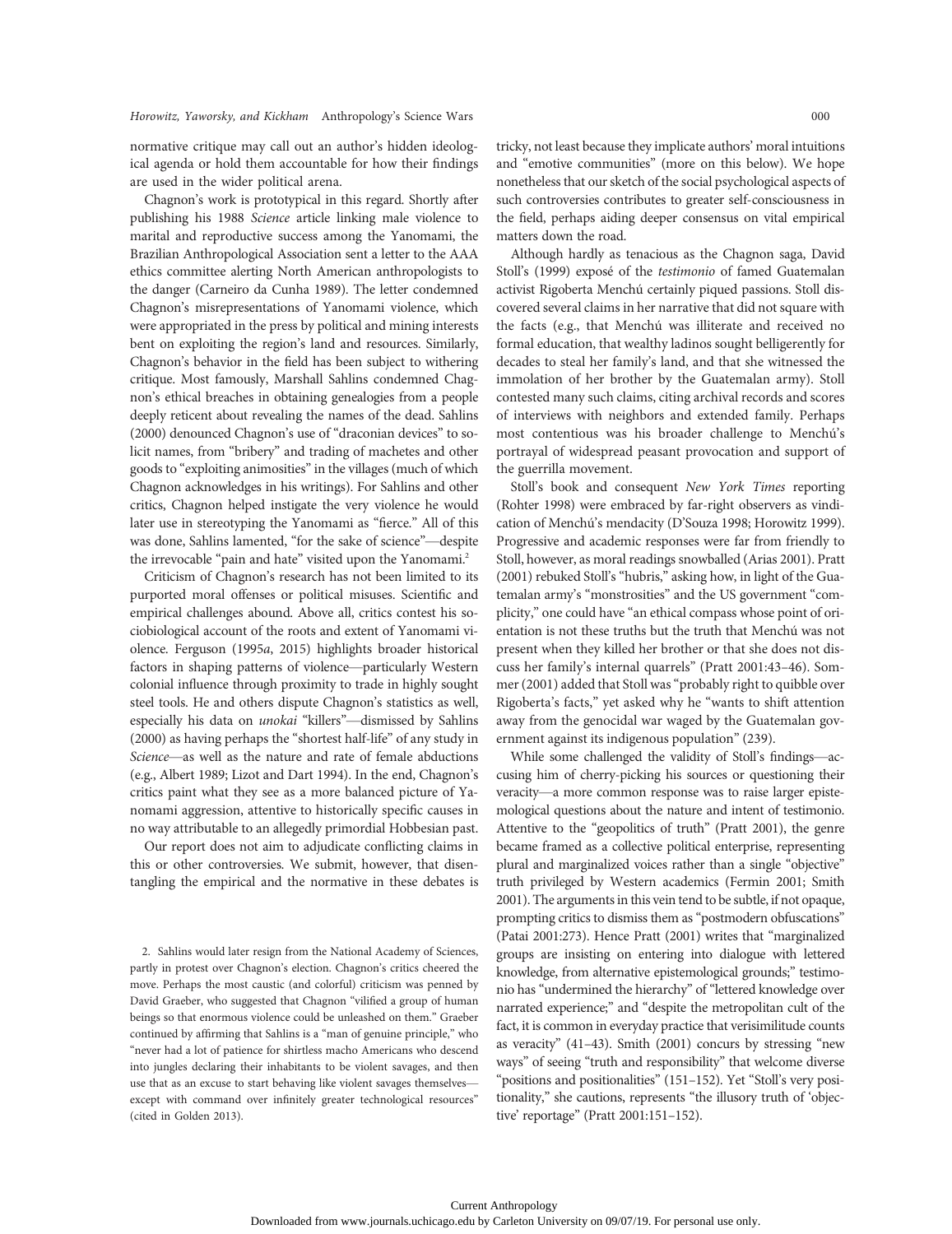normative critique may call out an author's hidden ideological agenda or hold them accountable for how their findings are used in the wider political arena.

Chagnon's work is prototypical in this regard. Shortly after publishing his 1988 *Science* article linking male violence to marital and reproductive success among the Yanomami, the Brazilian Anthropological Association sent a letter to the AAA ethics committee alerting North American anthropologists to the danger (Carneiro da Cunha 1989). The letter condemned Chagnon's misrepresentations of Yanomami violence, which were appropriated in the press by political and mining interests bent on exploiting the region's land and resources. Similarly, Chagnon's behavior in the field has been subject to withering critique. Most famously, Marshall Sahlins condemned Chagnon's ethical breaches in obtaining genealogies from a people deeply reticent about revealing the names of the dead. Sahlins (2000) denounced Chagnon's use of "draconian devices" to solicit names, from "bribery" and trading of machetes and other goods to "exploiting animosities" in the villages (much of which Chagnon acknowledges in his writings). For Sahlins and other critics, Chagnon helped instigate the very violence he would later use in stereotyping the Yanomami as "fierce." All of this was done, Sahlins lamented, "for the sake of science"—despite the irrevocable "pain and hate" visited upon the Yanomami.[2]

Criticism of Chagnon's research has not been limited to its purported moral offenses or political misuses. Scientific and empirical challenges abound. Above all, critics contest his sociobiological account of the roots and extent of Yanomami violence. Ferguson (1995*a*, 2015) highlights broader historical factors in shaping patterns of violence—particularly Western colonial influence through proximity to trade in highly sought steel tools. He and others dispute Chagnon's statistics as well, especially his data on *unokai* "killers"—dismissed by Sahlins (2000) as having perhaps the "shortest half-life" of any study in *Science*—as well as the nature and rate of female abductions (e.g., Albert 1989; Lizot and Dart 1994). In the end, Chagnon's critics paint what they see as a more balanced picture of Yanomami aggression, attentive to historically specific causes in no way attributable to an allegedly primordial Hobbesian past.

Our report does not aim to adjudicate conflicting claims in this or other controversies. We submit, however, that disentangling the empirical and the normative in these debates is tricky, not least because they implicate authors' moral intuitions and "emotive communities" (more on this below). We hope nonetheless that our sketch of the social psychological aspects of such controversies contributes to greater self-consciousness in the field, perhaps aiding deeper consensus on vital empirical matters down the road.

Although hardly as tenacious as the Chagnon saga, David Stoll's (1999) exposé of the *testimonio* of famed Guatemalan activist Rigoberta Menchú certainly piqued passions. Stoll discovered several claims in her narrative that did not square with the facts (e.g., that Menchú was illiterate and received no formal education, that wealthy ladinos sought belligerently for decades to steal her family's land, and that she witnessed the immolation of her brother by the Guatemalan army). Stoll contested many such claims, citing archival records and scores of interviews with neighbors and extended family. Perhaps most contentious was his broader challenge to Menchú's portrayal of widespread peasant provocation and support of the guerrilla movement.

Stoll's book and consequent *New York Times* reporting (Rohter 1998) were embraced by far-right observers as vindication of Menchú's mendacity (D'Souza 1998; Horowitz 1999). Progressive and academic responses were far from friendly to Stoll, however, as moral readings snowballed (Arias 2001). Pratt (2001) rebuked Stoll's "hubris," asking how, in light of the Guatemalan army's "monstrosities" and the US government "complicity," one could have "an ethical compass whose point of orientation is not these truths but the truth that Menchú was not present when they killed her brother or that she does not discuss her family's internal quarrels" (Pratt 2001:43–46). Sommer (2001) added that Stoll was "probably right to quibble over Rigoberta's facts," yet asked why he "wants to shift attention away from the genocidal war waged by the Guatemalan government against its indigenous population" (239).

While some challenged the validity of Stoll's findings—accusing him of cherry-picking his sources or questioning their veracity—a more common response was to raise larger epistemological questions about the nature and intent of testimonio. Attentive to the "geopolitics of truth" (Pratt 2001), the genre became framed as a collective political enterprise, representing plural and marginalized voices rather than a single "objective" truth privileged by Western academics (Fermin 2001; Smith 2001). The arguments in this vein tend to be subtle, if not opaque, prompting critics to dismiss them as "postmodern obfuscations" (Patai 2001:273). Hence Pratt (2001) writes that "marginalized groups are insisting on entering into dialogue with lettered knowledge, from alternative epistemological grounds;" testimonio has "undermined the hierarchy" of "lettered knowledge over narrated experience;" and "despite the metropolitan cult of the fact, it is common in everyday practice that verisimilitude counts as veracity" (41–43). Smith (2001) concurs by stressing "new ways" of seeing "truth and responsibility" that welcome diverse "positions and positionalities" (151–152). Yet "Stoll's very positionality," she cautions, represents "the illusory truth of 'objective' reportage" (Pratt 2001:151–152).

---

2. Sahlins would later resign from the National Academy of Sciences, partly in protest over Chagnon's election. Chagnon's critics cheered the move. Perhaps the most caustic (and colorful) criticism was penned by David Graeber, who suggested that Chagnon "vilified a group of human beings so that enormous violence could be unleashed on them." Graeber continued by affirming that Sahlins is a "man of genuine principle," who "never had a lot of patience for shirtless macho Americans who descend into jungles declaring their inhabitants to be violent savages, and then use that as an excuse to start behaving like violent savages themselves—except with command over infinitely greater technological resources" (cited in Golden 2013).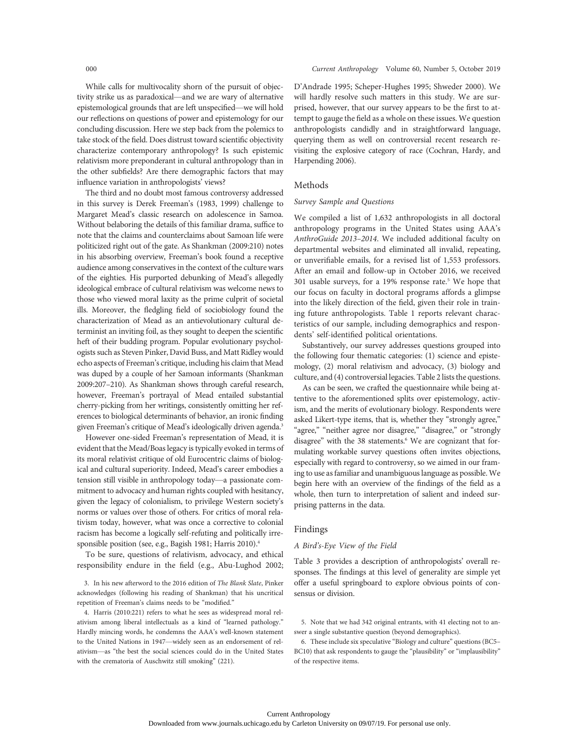While calls for multivocality shorn of the pursuit of objectivity strike us as paradoxical—and we are wary of alternative epistemological grounds that are left unspecified—we will hold our reflections on questions of power and epistemology for our concluding discussion. Here we step back from the polemics to take stock of the field. Does distrust toward scientific objectivity characterize contemporary anthropology? Is such epistemic relativism more preponderant in cultural anthropology than in the other subfields? Are there demographic factors that may influence variation in anthropologists' views?

The third and no doubt most famous controversy addressed in this survey is Derek Freeman's (1983, 1999) challenge to Margaret Mead's classic research on adolescence in Samoa. Without belaboring the details of this familiar drama, suffice to note that the claims and counterclaims about Samoan life were politicized right out of the gate. As Shankman (2009:210) notes in his absorbing overview, Freeman's book found a receptive audience among conservatives in the context of the culture wars of the eighties. His purported debunking of Mead's allegedly ideological embrace of cultural relativism was welcome news to those who viewed moral laxity as the prime culprit of societal ills. Moreover, the fledgling field of sociobiology found the characterization of Mead as an antievolutionary cultural determinist an inviting foil, as they sought to deepen the scientific heft of their budding program. Popular evolutionary psychologists such as Steven Pinker, David Buss, and Matt Ridley would echo aspects of Freeman's critique, including his claim that Mead was duped by a couple of her Samoan informants (Shankman 2009:207–210). As Shankman shows through careful research, however, Freeman's portrayal of Mead entailed substantial cherry-picking from her writings, consistently omitting her references to biological determinants of behavior, an ironic finding given Freeman's critique of Mead's ideologically driven agenda.[3]

However one-sided Freeman's representation of Mead, it is evident that the Mead/Boas legacy is typically evoked in terms of its moral relativist critique of old Eurocentric claims of biological and cultural superiority. Indeed, Mead's career embodies a tension still visible in anthropology today—a passionate commitment to advocacy and human rights coupled with hesitancy, given the legacy of colonialism, to privilege Western society's norms or values over those of others. For critics of moral relativism today, however, what was once a corrective to colonial racism has become a logically self-refuting and politically irresponsible position (see, e.g., Bagish 1981; Harris 2010).[4]

To be sure, questions of relativism, advocacy, and ethical responsibility endure in the field (e.g., Abu-Lughod 2002; D'Andrade 1995; Scheper-Hughes 1995; Shweder 2000). We will hardly resolve such matters in this study. We are surprised, however, that our survey appears to be the first to attempt to gauge the field as a whole on these issues. We question anthropologists candidly and in straightforward language, querying them as well on controversial recent research revisiting the explosive category of race (Cochran, Hardy, and Harpending 2006).

## Methods

### Survey Sample and Questions

We compiled a list of 1,632 anthropologists in all doctoral anthropology programs in the United States using AAA's *AnthroGuide 2013–2014*. We included additional faculty on departmental websites and eliminated all invalid, repeating, or unverifiable emails, for a revised list of 1,553 professors. After an email and follow-up in October 2016, we received 301 usable surveys, for a 19% response rate.[5] We hope that our focus on faculty in doctoral programs affords a glimpse into the likely direction of the field, given their role in training future anthropologists. Table 1 reports relevant characteristics of our sample, including demographics and respondents' self-identified political orientations.

Substantively, our survey addresses questions grouped into the following four thematic categories: (1) science and epistemology, (2) moral relativism and advocacy, (3) biology and culture, and (4) controversial legacies. Table 2 lists the questions.

As can be seen, we crafted the questionnaire while being attentive to the aforementioned splits over epistemology, activism, and the merits of evolutionary biology. Respondents were asked Likert-type items, that is, whether they "strongly agree," "agree," "neither agree nor disagree," "disagree," or "strongly disagree" with the 38 statements.[6] We are cognizant that formulating workable survey questions often invites objections, especially with regard to controversy, so we aimed in our framing to use as familiar and unambiguous language as possible. We begin here with an overview of the findings of the field as a whole, then turn to interpretation of salient and indeed surprising patterns in the data.

## Findings

### A Bird's-Eye View of the Field

Table 3 provides a description of anthropologists' overall responses. The findings at this level of generality are simple yet offer a useful springboard to explore obvious points of consensus or division.

---

3. In his new afterword to the 2016 edition of *The Blank Slate*, Pinker acknowledges (following his reading of Shankman) that his uncritical repetition of Freeman's claims needs to be "modified."

4. Harris (2010:221) refers to what he sees as widespread moral relativism among liberal intellectuals as a kind of "learned pathology." Hardly mincing words, he condemns the AAA's well-known statement to the United Nations in 1947—widely seen as an endorsement of relativism—as "the best the social sciences could do in the United States with the crematoria of Auschwitz still smoking" (221).

5. Note that we had 342 original entrants, with 41 electing not to answer a single substantive question (beyond demographics).

6. These include six speculative "Biology and culture" questions (BC5–BC10) that ask respondents to gauge the "plausibility" or "implausibility" of the respective items.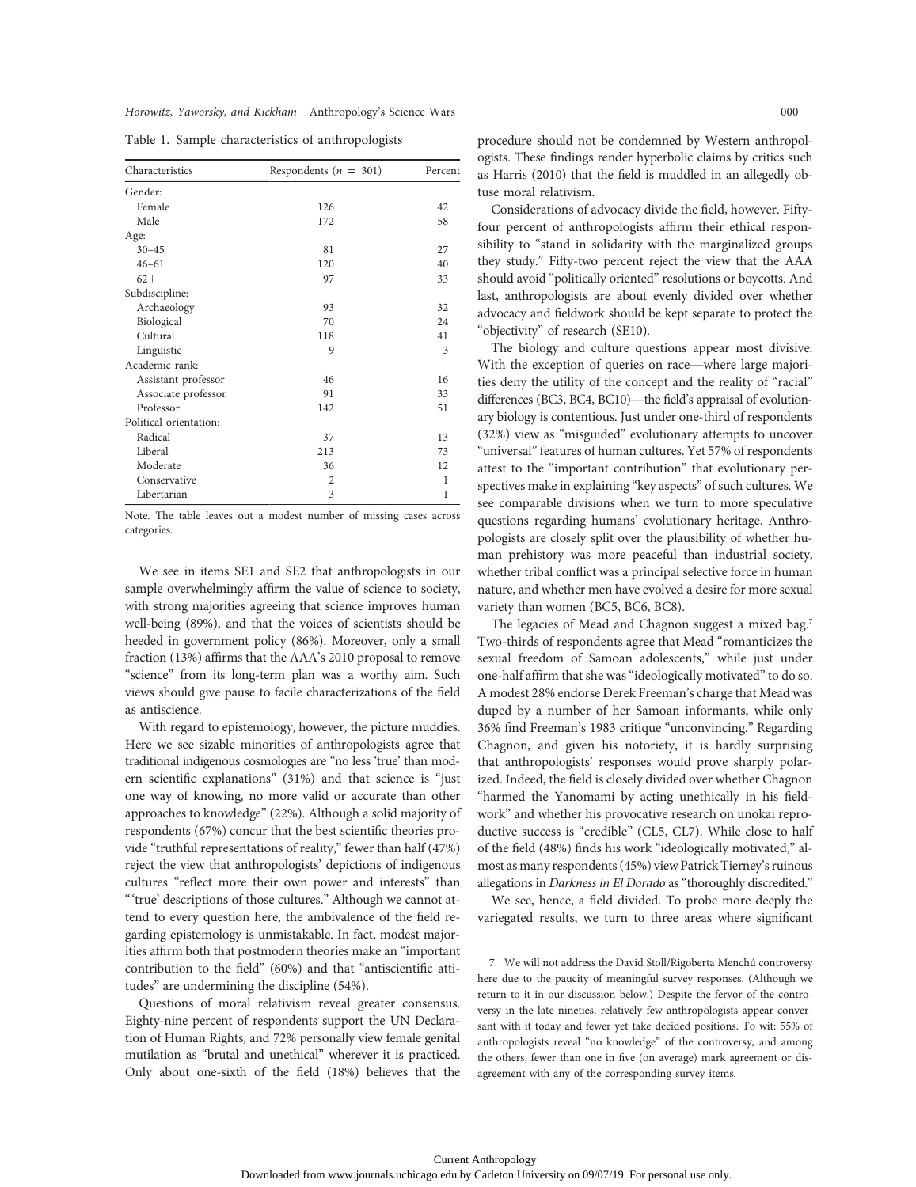Table 1. Sample characteristics of anthropologists

| Characteristics | Respondents ($n$ = 301) | Percent |
|---|---|---|
| Gender: | | |
| Female | 126 | 42 |
| Male | 172 | 58 |
| Age: | | |
| 30–45 | 81 | 27 |
| 46–61 | 120 | 40 |
| 62+ | 97 | 33 |
| Subdiscipline: | | |
| Archaeology | 93 | 32 |
| Biological | 70 | 24 |
| Cultural | 118 | 41 |
| Linguistic | 9 | 3 |
| Academic rank: | | |
| Assistant professor | 46 | 16 |
| Associate professor | 91 | 33 |
| Professor | 142 | 51 |
| Political orientation: | | |
| Radical | 37 | 13 |
| Liberal | 213 | 73 |
| Moderate | 36 | 12 |
| Conservative | 2 | 1 |
| Libertarian | 3 | 1 |

Note. The table leaves out a modest number of missing cases across categories.

We see in items SE1 and SE2 that anthropologists in our sample overwhelmingly affirm the value of science to society, with strong majorities agreeing that science improves human well-being (89%), and that the voices of scientists should be heeded in government policy (86%). Moreover, only a small fraction (13%) affirms that the AAA's 2010 proposal to remove "science" from its long-term plan was a worthy aim. Such views should give pause to facile characterizations of the field as antiscience.

With regard to epistemology, however, the picture muddies. Here we see sizable minorities of anthropologists agree that traditional indigenous cosmologies are "no less 'true' than modern scientific explanations" (31%) and that science is "just one way of knowing, no more valid or accurate than other approaches to knowledge" (22%). Although a solid majority of respondents (67%) concur that the best scientific theories provide "truthful representations of reality," fewer than half (47%) reject the view that anthropologists' depictions of indigenous cultures "reflect more their own power and interests" than "'true' descriptions of those cultures." Although we cannot attend to every question here, the ambivalence of the field regarding epistemology is unmistakable. In fact, modest majorities affirm both that postmodern theories make an "important contribution to the field" (60%) and that "antiscientific attitudes" are undermining the discipline (54%).

Questions of moral relativism reveal greater consensus. Eighty-nine percent of respondents support the UN Declaration of Human Rights, and 72% personally view female genital mutilation as "brutal and unethical" wherever it is practiced. Only about one-sixth of the field (18%) believes that the procedure should not be condemned by Western anthropologists. These findings render hyperbolic claims by critics such as Harris (2010) that the field is muddled in an allegedly obtuse moral relativism.

Considerations of advocacy divide the field, however. Fifty-four percent of anthropologists affirm their ethical responsibility to "stand in solidarity with the marginalized groups they study." Fifty-two percent reject the view that the AAA should avoid "politically oriented" resolutions or boycotts. And last, anthropologists are about evenly divided over whether advocacy and fieldwork should be kept separate to protect the "objectivity" of research (SE10).

The biology and culture questions appear most divisive. With the exception of queries on race—where large majorities deny the utility of the concept and the reality of "racial" differences (BC3, BC4, BC10)—the field's appraisal of evolutionary biology is contentious. Just under one-third of respondents (32%) view as "misguided" evolutionary attempts to uncover "universal" features of human cultures. Yet 57% of respondents attest to the "important contribution" that evolutionary perspectives make in explaining "key aspects" of such cultures. We see comparable divisions when we turn to more speculative questions regarding humans' evolutionary heritage. Anthropologists are closely split over the plausibility of whether human prehistory was more peaceful than industrial society, whether tribal conflict was a principal selective force in human nature, and whether men have evolved a desire for more sexual variety than women (BC5, BC6, BC8).

The legacies of Mead and Chagnon suggest a mixed bag.[7] Two-thirds of respondents agree that Mead "romanticizes the sexual freedom of Samoan adolescents," while just under one-half affirm that she was "ideologically motivated" to do so. A modest 28% endorse Derek Freeman's charge that Mead was duped by a number of her Samoan informants, while only 36% find Freeman's 1983 critique "unconvincing." Regarding Chagnon, and given his notoriety, it is hardly surprising that anthropologists' responses would prove sharply polarized. Indeed, the field is closely divided over whether Chagnon "harmed the Yanomami by acting unethically in his fieldwork" and whether his provocative research on unokai reproductive success is "credible" (CL5, CL7). While close to half of the field (48%) finds his work "ideologically motivated," almost as many respondents (45%) view Patrick Tierney's ruinous allegations in *Darkness in El Dorado* as "thoroughly discredited."

We see, hence, a field divided. To probe more deeply the variegated results, we turn to three areas where significant

7. We will not address the David Stoll/Rigoberta Menchú controversy here due to the paucity of meaningful survey responses. (Although we return to it in our discussion below.) Despite the fervor of the controversy in the late nineties, relatively few anthropologists appear conversant with it today and fewer yet take decided positions. To wit: 55% of anthropologists reveal "no knowledge" of the controversy, and among the others, fewer than one in five (on average) mark agreement or disagreement with any of the corresponding survey items.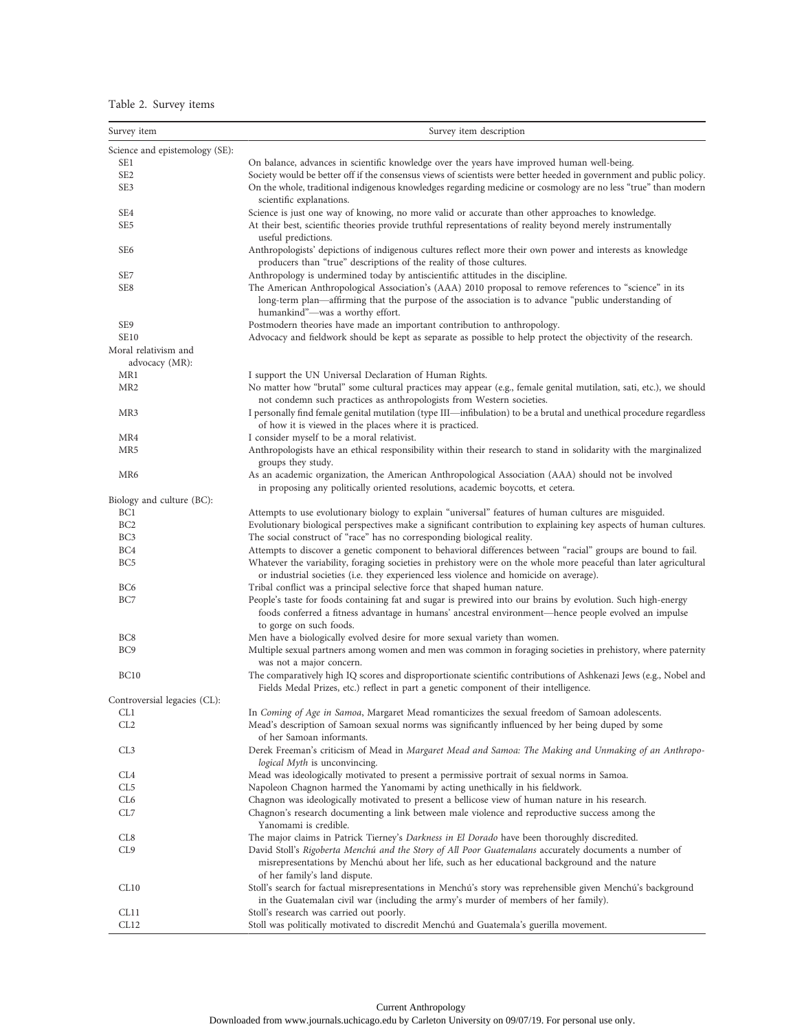Table 2. Survey items

| Survey item | Survey item description |
|---|---|
| Science and epistemology (SE): | |
| SE1 | On balance, advances in scientific knowledge over the years have improved human well-being. |
| SE2 | Society would be better off if the consensus views of scientists were better heeded in government and public policy. |
| SE3 | On the whole, traditional indigenous knowledges regarding medicine or cosmology are no less "true" than modern scientific explanations. |
| SE4 | Science is just one way of knowing, no more valid or accurate than other approaches to knowledge. |
| SE5 | At their best, scientific theories provide truthful representations of reality beyond merely instrumentally useful predictions. |
| SE6 | Anthropologists' depictions of indigenous cultures reflect more their own power and interests as knowledge producers than "true" descriptions of the reality of those cultures. |
| SE7 | Anthropology is undermined today by antiscientific attitudes in the discipline. |
| SE8 | The American Anthropological Association's (AAA) 2010 proposal to remove references to "science" in its long-term plan—affirming that the purpose of the association is to advance "public understanding of humankind"—was a worthy effort. |
| SE9 | Postmodern theories have made an important contribution to anthropology. |
| SE10 | Advocacy and fieldwork should be kept as separate as possible to help protect the objectivity of the research. |
| Moral relativism and advocacy (MR): | |
| MR1 | I support the UN Universal Declaration of Human Rights. |
| MR2 | No matter how "brutal" some cultural practices may appear (e.g., female genital mutilation, sati, etc.), we should not condemn such practices as anthropologists from Western societies. |
| MR3 | I personally find female genital mutilation (type III—infibulation) to be a brutal and unethical procedure regardless of how it is viewed in the places where it is practiced. |
| MR4 | I consider myself to be a moral relativist. |
| MR5 | Anthropologists have an ethical responsibility within their research to stand in solidarity with the marginalized groups they study. |
| MR6 | As an academic organization, the American Anthropological Association (AAA) should not be involved in proposing any politically oriented resolutions, academic boycotts, et cetera. |
| Biology and culture (BC): | |
| BC1 | Attempts to use evolutionary biology to explain "universal" features of human cultures are misguided. |
| BC2 | Evolutionary biological perspectives make a significant contribution to explaining key aspects of human cultures. |
| BC3 | The social construct of "race" has no corresponding biological reality. |
| BC4 | Attempts to discover a genetic component to behavioral differences between "racial" groups are bound to fail. |
| BC5 | Whatever the variability, foraging societies in prehistory were on the whole more peaceful than later agricultural or industrial societies (i.e. they experienced less violence and homicide on average). |
| BC6 | Tribal conflict was a principal selective force that shaped human nature. |
| BC7 | People's taste for foods containing fat and sugar is prewired into our brains by evolution. Such high-energy foods conferred a fitness advantage in humans' ancestral environment—hence people evolved an impulse to gorge on such foods. |
| BC8 | Men have a biologically evolved desire for more sexual variety than women. |
| BC9 | Multiple sexual partners among women and men was common in foraging societies in prehistory, where paternity was not a major concern. |
| BC10 | The comparatively high IQ scores and disproportionate scientific contributions of Ashkenazi Jews (e.g., Nobel and Fields Medal Prizes, etc.) reflect in part a genetic component of their intelligence. |
| Controversial legacies (CL): | |
| CL1 | In *Coming of Age in Samoa*, Margaret Mead romanticizes the sexual freedom of Samoan adolescents. |
| CL2 | Mead's description of Samoan sexual norms was significantly influenced by her being duped by some of her Samoan informants. |
| CL3 | Derek Freeman's criticism of Mead in *Margaret Mead and Samoa: The Making and Unmaking of an Anthropological Myth* is unconvincing. |
| CL4 | Mead was ideologically motivated to present a permissive portrait of sexual norms in Samoa. |
| CL5 | Napoleon Chagnon harmed the Yanomami by acting unethically in his fieldwork. |
| CL6 | Chagnon was ideologically motivated to present a bellicose view of human nature in his research. |
| CL7 | Chagnon's research documenting a link between male violence and reproductive success among the Yanomami is credible. |
| CL8 | The major claims in Patrick Tierney's *Darkness in El Dorado* have been thoroughly discredited. |
| CL9 | David Stoll's *Rigoberta Menchú and the Story of All Poor Guatemalans* accurately documents a number of misrepresentations by Menchú about her life, such as her educational background and the nature of her family's land dispute. |
| CL10 | Stoll's search for factual misrepresentations in Menchú's story was reprehensible given Menchú's background in the Guatemalan civil war (including the army's murder of members of her family). |
| CL11 | Stoll's research was carried out poorly. |
| CL12 | Stoll was politically motivated to discredit Menchú and Guatemala's guerilla movement. |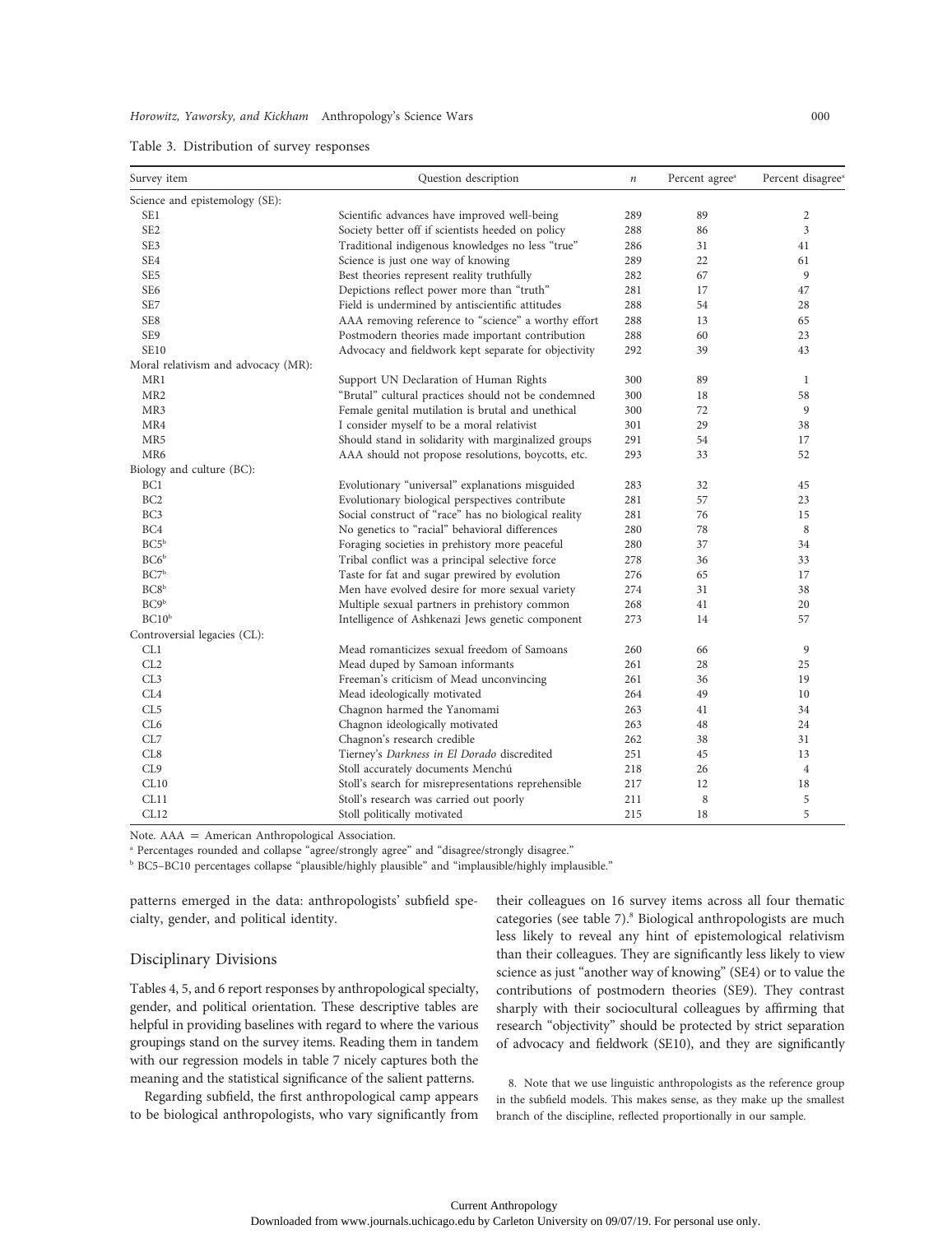Table 3. Distribution of survey responses

| Survey item | Question description | *n* | Percent agree[a] | Percent disagree[a] |
|---|---|---|---|---|
| Science and epistemology (SE): | | | | |
| SE1 | Scientific advances have improved well-being | 289 | 89 | 2 |
| SE2 | Society better off if scientists heeded on policy | 288 | 86 | 3 |
| SE3 | Traditional indigenous knowledges no less "true" | 286 | 31 | 41 |
| SE4 | Science is just one way of knowing | 289 | 22 | 61 |
| SE5 | Best theories represent reality truthfully | 282 | 67 | 9 |
| SE6 | Depictions reflect power more than "truth" | 281 | 17 | 47 |
| SE7 | Field is undermined by antiscientific attitudes | 288 | 54 | 28 |
| SE8 | AAA removing reference to "science" a worthy effort | 288 | 13 | 65 |
| SE9 | Postmodern theories made important contribution | 288 | 60 | 23 |
| SE10 | Advocacy and fieldwork kept separate for objectivity | 292 | 39 | 43 |
| Moral relativism and advocacy (MR): | | | | |
| MR1 | Support UN Declaration of Human Rights | 300 | 89 | 1 |
| MR2 | "Brutal" cultural practices should not be condemned | 300 | 18 | 58 |
| MR3 | Female genital mutilation is brutal and unethical | 300 | 72 | 9 |
| MR4 | I consider myself to be a moral relativist | 301 | 29 | 38 |
| MR5 | Should stand in solidarity with marginalized groups | 291 | 54 | 17 |
| MR6 | AAA should not propose resolutions, boycotts, etc. | 293 | 33 | 52 |
| Biology and culture (BC): | | | | |
| BC1 | Evolutionary "universal" explanations misguided | 283 | 32 | 45 |
| BC2 | Evolutionary biological perspectives contribute | 281 | 57 | 23 |
| BC3 | Social construct of "race" has no biological reality | 281 | 76 | 15 |
| BC4 | No genetics to "racial" behavioral differences | 280 | 78 | 8 |
| BC5[b] | Foraging societies in prehistory more peaceful | 280 | 37 | 34 |
| BC6[b] | Tribal conflict was a principal selective force | 278 | 36 | 33 |
| BC7[b] | Taste for fat and sugar prewired by evolution | 276 | 65 | 17 |
| BC8[b] | Men have evolved desire for more sexual variety | 274 | 31 | 38 |
| BC9[b] | Multiple sexual partners in prehistory common | 268 | 41 | 20 |
| BC10[b] | Intelligence of Ashkenazi Jews genetic component | 273 | 14 | 57 |
| Controversial legacies (CL): | | | | |
| CL1 | Mead romanticizes sexual freedom of Samoans | 260 | 66 | 9 |
| CL2 | Mead duped by Samoan informants | 261 | 28 | 25 |
| CL3 | Freeman's criticism of Mead unconvincing | 261 | 36 | 19 |
| CL4 | Mead ideologically motivated | 264 | 49 | 10 |
| CL5 | Chagnon harmed the Yanomami | 263 | 41 | 34 |
| CL6 | Chagnon ideologically motivated | 263 | 48 | 24 |
| CL7 | Chagnon's research credible | 262 | 38 | 31 |
| CL8 | Tierney's *Darkness in El Dorado* discredited | 251 | 45 | 13 |
| CL9 | Stoll accurately documents Menchú | 218 | 26 | 4 |
| CL10 | Stoll's search for misrepresentations reprehensible | 217 | 12 | 18 |
| CL11 | Stoll's research was carried out poorly | 211 | 8 | 5 |
| CL12 | Stoll politically motivated | 215 | 18 | 5 |

Note. AAA = American Anthropological Association.

[a] Percentages rounded and collapse "agree/strongly agree" and "disagree/strongly disagree."

[b] BC5–BC10 percentages collapse "plausible/highly plausible" and "implausible/highly implausible."

patterns emerged in the data: anthropologists' subfield specialty, gender, and political identity.

## Disciplinary Divisions

Tables 4, 5, and 6 report responses by anthropological specialty, gender, and political orientation. These descriptive tables are helpful in providing baselines with regard to where the various groupings stand on the survey items. Reading them in tandem with our regression models in table 7 nicely captures both the meaning and the statistical significance of the salient patterns.

Regarding subfield, the first anthropological camp appears to be biological anthropologists, who vary significantly from their colleagues on 16 survey items across all four thematic categories (see table 7).[8] Biological anthropologists are much less likely to reveal any hint of epistemological relativism than their colleagues. They are significantly less likely to view science as just "another way of knowing" (SE4) or to value the contributions of postmodern theories (SE9). They contrast sharply with their sociocultural colleagues by affirming that research "objectivity" should be protected by strict separation of advocacy and fieldwork (SE10), and they are significantly

8. Note that we use linguistic anthropologists as the reference group in the subfield models. This makes sense, as they make up the smallest branch of the discipline, reflected proportionally in our sample.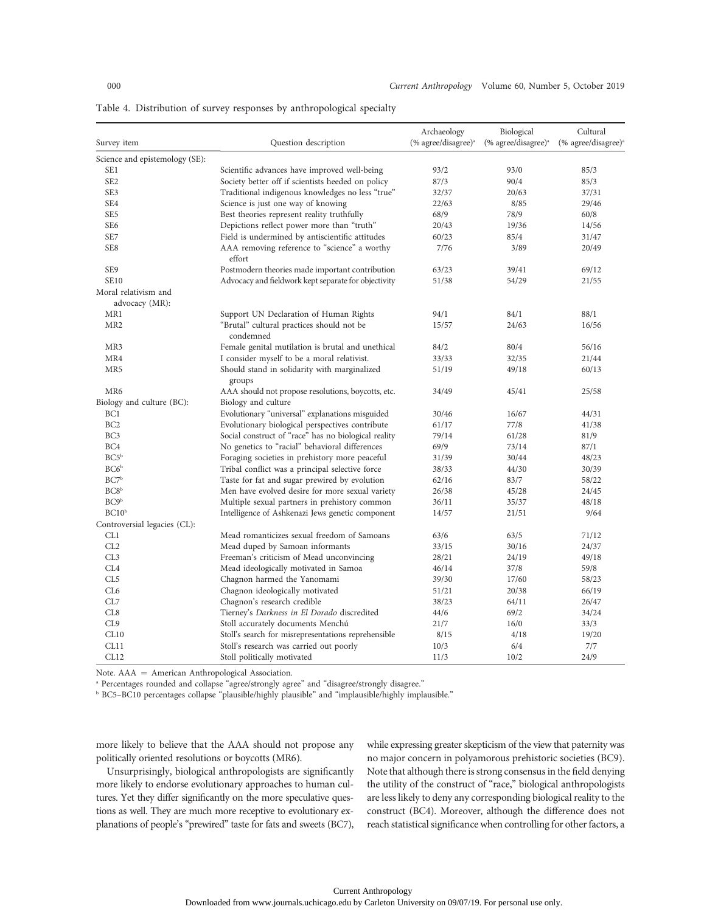Table 4. Distribution of survey responses by anthropological specialty

| Survey item | Question description | Archaeology (% agree/disagree)[a] | Biological (% agree/disagree)[a] | Cultural (% agree/disagree)[a] |
|---|---|---|---|---|
| Science and epistemology (SE): | | | | |
| SE1 | Scientific advances have improved well-being | 93/2 | 93/0 | 85/3 |
| SE2 | Society better off if scientists heeded on policy | 87/3 | 90/4 | 85/3 |
| SE3 | Traditional indigenous knowledges no less "true" | 32/37 | 20/63 | 37/31 |
| SE4 | Science is just one way of knowing | 22/63 | 8/85 | 29/46 |
| SE5 | Best theories represent reality truthfully | 68/9 | 78/9 | 60/8 |
| SE6 | Depictions reflect power more than "truth" | 20/43 | 19/36 | 14/56 |
| SE7 | Field is undermined by antiscientific attitudes | 60/23 | 85/4 | 31/47 |
| SE8 | AAA removing reference to "science" a worthy effort | 7/76 | 3/89 | 20/49 |
| SE9 | Postmodern theories made important contribution | 63/23 | 39/41 | 69/12 |
| SE10 | Advocacy and fieldwork kept separate for objectivity | 51/38 | 54/29 | 21/55 |
| Moral relativism and advocacy (MR): | | | | |
| MR1 | Support UN Declaration of Human Rights | 94/1 | 84/1 | 88/1 |
| MR2 | "Brutal" cultural practices should not be condemned | 15/57 | 24/63 | 16/56 |
| MR3 | Female genital mutilation is brutal and unethical | 84/2 | 80/4 | 56/16 |
| MR4 | I consider myself to be a moral relativist. | 33/33 | 32/35 | 21/44 |
| MR5 | Should stand in solidarity with marginalized groups | 51/19 | 49/18 | 60/13 |
| MR6 | AAA should not propose resolutions, boycotts, etc. | 34/49 | 45/41 | 25/58 |
| Biology and culture (BC): | Biology and culture | | | |
| BC1 | Evolutionary "universal" explanations misguided | 30/46 | 16/67 | 44/31 |
| BC2 | Evolutionary biological perspectives contribute | 61/17 | 77/8 | 41/38 |
| BC3 | Social construct of "race" has no biological reality | 79/14 | 61/28 | 81/9 |
| BC4 | No genetics to "racial" behavioral differences | 69/9 | 73/14 | 87/1 |
| BC5[b] | Foraging societies in prehistory more peaceful | 31/39 | 30/44 | 48/23 |
| BC6[b] | Tribal conflict was a principal selective force | 38/33 | 44/30 | 30/39 |
| BC7[b] | Taste for fat and sugar prewired by evolution | 62/16 | 83/7 | 58/22 |
| BC8[b] | Men have evolved desire for more sexual variety | 26/38 | 45/28 | 24/45 |
| BC9[b] | Multiple sexual partners in prehistory common | 36/11 | 35/37 | 48/18 |
| BC10[b] | Intelligence of Ashkenazi Jews genetic component | 14/57 | 21/51 | 9/64 |
| Controversial legacies (CL): | | | | |
| CL1 | Mead romanticizes sexual freedom of Samoans | 63/6 | 63/5 | 71/12 |
| CL2 | Mead duped by Samoan informants | 33/15 | 30/16 | 24/37 |
| CL3 | Freeman's criticism of Mead unconvincing | 28/21 | 24/19 | 49/18 |
| CL4 | Mead ideologically motivated in Samoa | 46/14 | 37/8 | 59/8 |
| CL5 | Chagnon harmed the Yanomami | 39/30 | 17/60 | 58/23 |
| CL6 | Chagnon ideologically motivated | 51/21 | 20/38 | 66/19 |
| CL7 | Chagnon's research credible | 38/23 | 64/11 | 26/47 |
| CL8 | Tierney's *Darkness in El Dorado* discredited | 44/6 | 69/2 | 34/24 |
| CL9 | Stoll accurately documents Menchú | 21/7 | 16/0 | 33/3 |
| CL10 | Stoll's search for misrepresentations reprehensible | 8/15 | 4/18 | 19/20 |
| CL11 | Stoll's research was carried out poorly | 10/3 | 6/4 | 7/7 |
| CL12 | Stoll politically motivated | 11/3 | 10/2 | 24/9 |

Note. AAA = American Anthropological Association.
[a] Percentages rounded and collapse "agree/strongly agree" and "disagree/strongly disagree."
[b] BC5–BC10 percentages collapse "plausible/highly plausible" and "implausible/highly implausible."

more likely to believe that the AAA should not propose any politically oriented resolutions or boycotts (MR6).

Unsurprisingly, biological anthropologists are significantly more likely to endorse evolutionary approaches to human cultures. Yet they differ significantly on the more speculative questions as well. They are much more receptive to evolutionary explanations of people's "prewired" taste for fats and sweets (BC7), while expressing greater skepticism of the view that paternity was no major concern in polyamorous prehistoric societies (BC9). Note that although there is strong consensus in the field denying the utility of the construct of "race," biological anthropologists are less likely to deny any corresponding biological reality to the construct (BC4). Moreover, although the difference does not reach statistical significance when controlling for other factors, a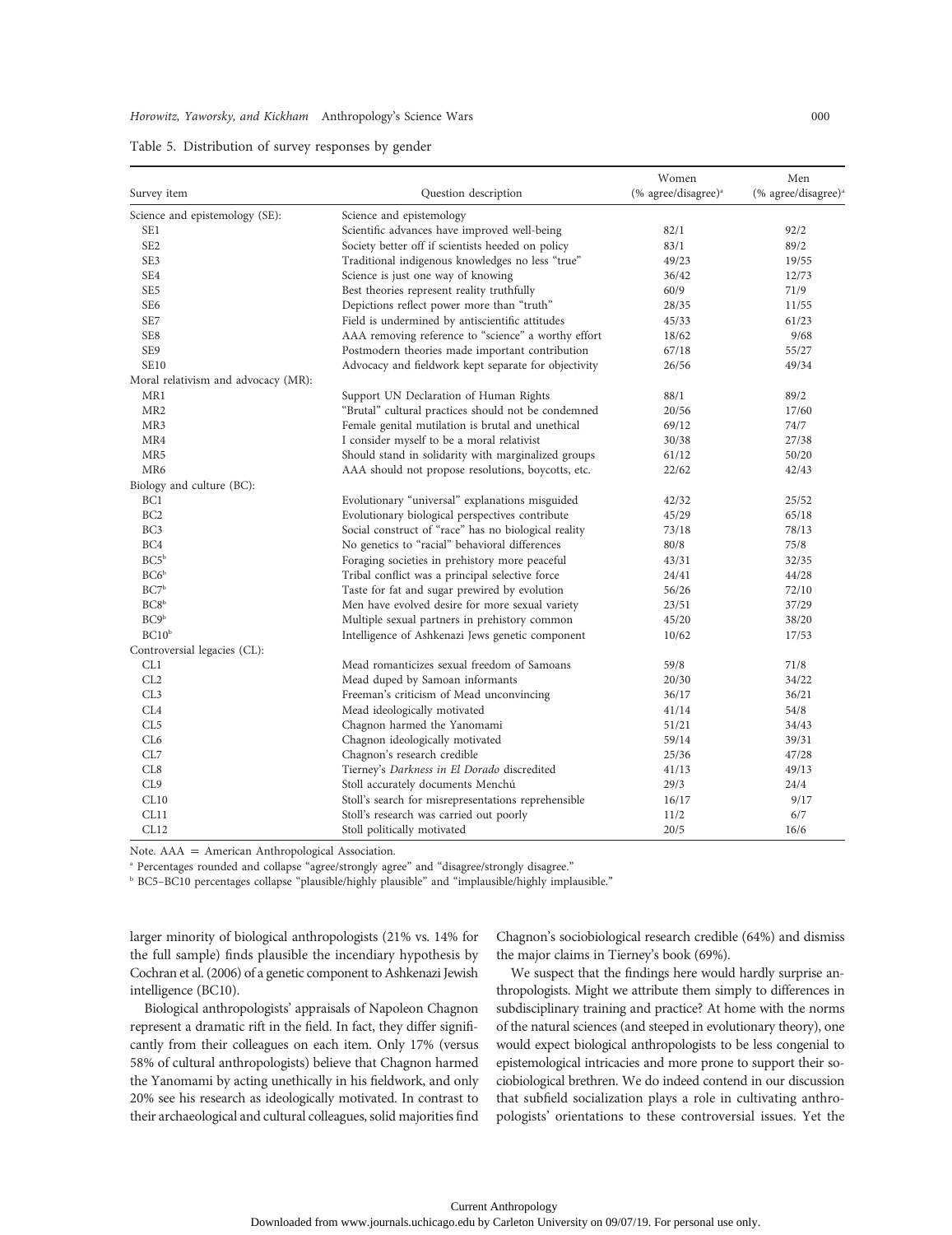Table 5. Distribution of survey responses by gender

| Survey item | Question description | Women (% agree/disagree)[a] | Men (% agree/disagree)[a] |
|---|---|---|---|
| Science and epistemology (SE): | Science and epistemology | | |
| SE1 | Scientific advances have improved well-being | 82/1 | 92/2 |
| SE2 | Society better off if scientists heeded on policy | 83/1 | 89/2 |
| SE3 | Traditional indigenous knowledges no less "true" | 49/23 | 19/55 |
| SE4 | Science is just one way of knowing | 36/42 | 12/73 |
| SE5 | Best theories represent reality truthfully | 60/9 | 71/9 |
| SE6 | Depictions reflect power more than "truth" | 28/35 | 11/55 |
| SE7 | Field is undermined by antiscientific attitudes | 45/33 | 61/23 |
| SE8 | AAA removing reference to "science" a worthy effort | 18/62 | 9/68 |
| SE9 | Postmodern theories made important contribution | 67/18 | 55/27 |
| SE10 | Advocacy and fieldwork kept separate for objectivity | 26/56 | 49/34 |
| Moral relativism and advocacy (MR): | | | |
| MR1 | Support UN Declaration of Human Rights | 88/1 | 89/2 |
| MR2 | "Brutal" cultural practices should not be condemned | 20/56 | 17/60 |
| MR3 | Female genital mutilation is brutal and unethical | 69/12 | 74/7 |
| MR4 | I consider myself to be a moral relativist | 30/38 | 27/38 |
| MR5 | Should stand in solidarity with marginalized groups | 61/12 | 50/20 |
| MR6 | AAA should not propose resolutions, boycotts, etc. | 22/62 | 42/43 |
| Biology and culture (BC): | | | |
| BC1 | Evolutionary "universal" explanations misguided | 42/32 | 25/52 |
| BC2 | Evolutionary biological perspectives contribute | 45/29 | 65/18 |
| BC3 | Social construct of "race" has no biological reality | 73/18 | 78/13 |
| BC4 | No genetics to "racial" behavioral differences | 80/8 | 75/8 |
| BC5[b] | Foraging societies in prehistory more peaceful | 43/31 | 32/35 |
| BC6[b] | Tribal conflict was a principal selective force | 24/41 | 44/28 |
| BC7[b] | Taste for fat and sugar prewired by evolution | 56/26 | 72/10 |
| BC8[b] | Men have evolved desire for more sexual variety | 23/51 | 37/29 |
| BC9[b] | Multiple sexual partners in prehistory common | 45/20 | 38/20 |
| BC10[b] | Intelligence of Ashkenazi Jews genetic component | 10/62 | 17/53 |
| Controversial legacies (CL): | | | |
| CL1 | Mead romanticizes sexual freedom of Samoans | 59/8 | 71/8 |
| CL2 | Mead duped by Samoan informants | 20/30 | 34/22 |
| CL3 | Freeman's criticism of Mead unconvincing | 36/17 | 36/21 |
| CL4 | Mead ideologically motivated | 41/14 | 54/8 |
| CL5 | Chagnon harmed the Yanomami | 51/21 | 34/43 |
| CL6 | Chagnon ideologically motivated | 59/14 | 39/31 |
| CL7 | Chagnon's research credible | 25/36 | 47/28 |
| CL8 | Tierney's *Darkness in El Dorado* discredited | 41/13 | 49/13 |
| CL9 | Stoll accurately documents Menchú | 29/3 | 24/4 |
| CL10 | Stoll's search for misrepresentations reprehensible | 16/17 | 9/17 |
| CL11 | Stoll's research was carried out poorly | 11/2 | 6/7 |
| CL12 | Stoll politically motivated | 20/5 | 16/6 |

Note. AAA = American Anthropological Association.

[a] Percentages rounded and collapse "agree/strongly agree" and "disagree/strongly disagree."

[b] BC5–BC10 percentages collapse "plausible/highly plausible" and "implausible/highly implausible."

larger minority of biological anthropologists (21% vs. 14% for the full sample) finds plausible the incendiary hypothesis by Cochran et al. (2006) of a genetic component to Ashkenazi Jewish intelligence (BC10).

Biological anthropologists' appraisals of Napoleon Chagnon represent a dramatic rift in the field. In fact, they differ significantly from their colleagues on each item. Only 17% (versus 58% of cultural anthropologists) believe that Chagnon harmed the Yanomami by acting unethically in his fieldwork, and only 20% see his research as ideologically motivated. In contrast to their archaeological and cultural colleagues, solid majorities find Chagnon's sociobiological research credible (64%) and dismiss the major claims in Tierney's book (69%).

We suspect that the findings here would hardly surprise anthropologists. Might we attribute them simply to differences in subdisciplinary training and practice? At home with the norms of the natural sciences (and steeped in evolutionary theory), one would expect biological anthropologists to be less congenial to epistemological intricacies and more prone to support their sociobiological brethren. We do indeed contend in our discussion that subfield socialization plays a role in cultivating anthropologists' orientations to these controversial issues. Yet the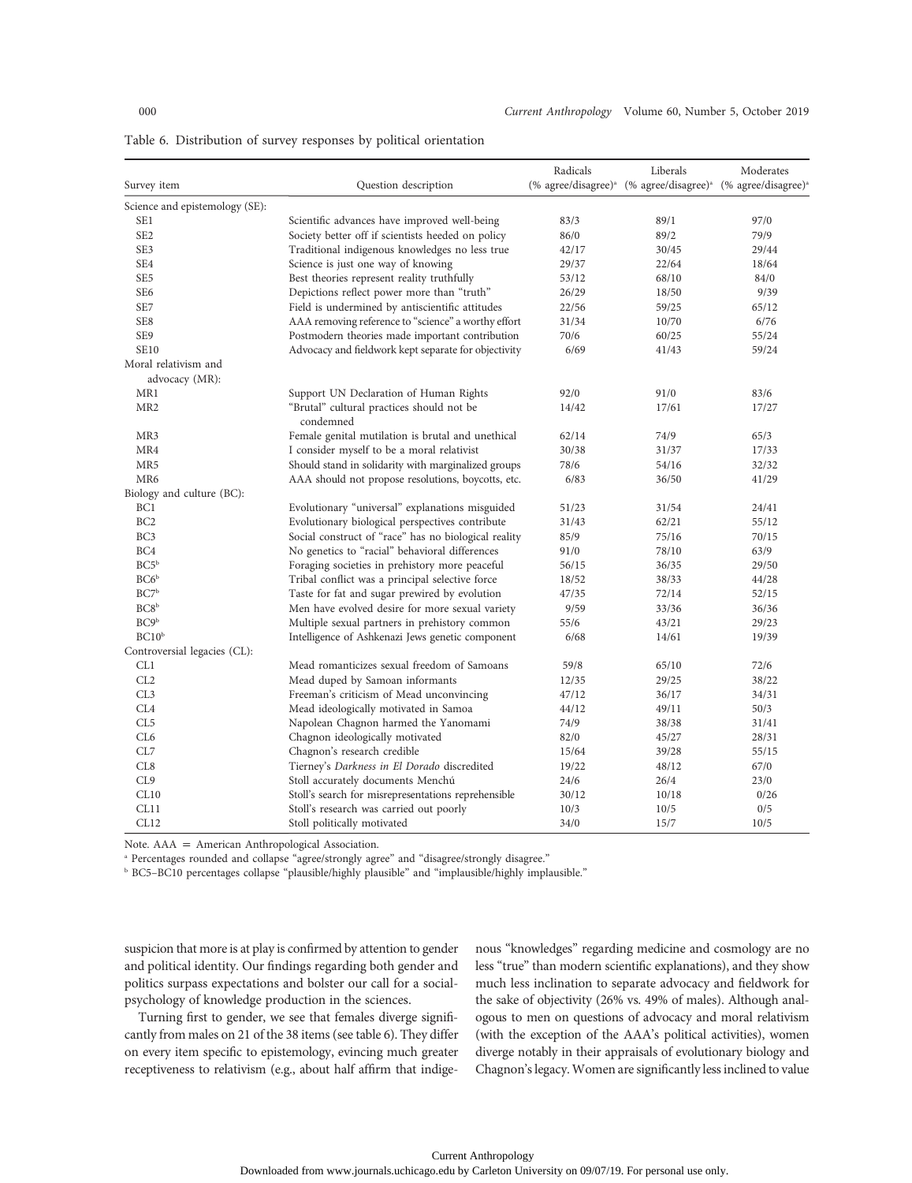Table 6. Distribution of survey responses by political orientation

| Survey item | Question description | Radicals (% agree/disagree)[a] | Liberals (% agree/disagree)[a] | Moderates (% agree/disagree)[a] |
|---|---|---|---|---|
| Science and epistemology (SE): | | | | |
| SE1 | Scientific advances have improved well-being | 83/3 | 89/1 | 97/0 |
| SE2 | Society better off if scientists heeded on policy | 86/0 | 89/2 | 79/9 |
| SE3 | Traditional indigenous knowledges no less true | 42/17 | 30/45 | 29/44 |
| SE4 | Science is just one way of knowing | 29/37 | 22/64 | 18/64 |
| SE5 | Best theories represent reality truthfully | 53/12 | 68/10 | 84/0 |
| SE6 | Depictions reflect power more than "truth" | 26/29 | 18/50 | 9/39 |
| SE7 | Field is undermined by antiscientific attitudes | 22/56 | 59/25 | 65/12 |
| SE8 | AAA removing reference to "science" a worthy effort | 31/34 | 10/70 | 6/76 |
| SE9 | Postmodern theories made important contribution | 70/6 | 60/25 | 55/24 |
| SE10 | Advocacy and fieldwork kept separate for objectivity | 6/69 | 41/43 | 59/24 |
| Moral relativism and advocacy (MR): | | | | |
| MR1 | Support UN Declaration of Human Rights | 92/0 | 91/0 | 83/6 |
| MR2 | "Brutal" cultural practices should not be condemned | 14/42 | 17/61 | 17/27 |
| MR3 | Female genital mutilation is brutal and unethical | 62/14 | 74/9 | 65/3 |
| MR4 | I consider myself to be a moral relativist | 30/38 | 31/37 | 17/33 |
| MR5 | Should stand in solidarity with marginalized groups | 78/6 | 54/16 | 32/32 |
| MR6 | AAA should not propose resolutions, boycotts, etc. | 6/83 | 36/50 | 41/29 |
| Biology and culture (BC): | | | | |
| BC1 | Evolutionary "universal" explanations misguided | 51/23 | 31/54 | 24/41 |
| BC2 | Evolutionary biological perspectives contribute | 31/43 | 62/21 | 55/12 |
| BC3 | Social construct of "race" has no biological reality | 85/9 | 75/16 | 70/15 |
| BC4 | No genetics to "racial" behavioral differences | 91/0 | 78/10 | 63/9 |
| BC5[b] | Foraging societies in prehistory more peaceful | 56/15 | 36/35 | 29/50 |
| BC6[b] | Tribal conflict was a principal selective force | 18/52 | 38/33 | 44/28 |
| BC7[b] | Taste for fat and sugar prewired by evolution | 47/35 | 72/14 | 52/15 |
| BC8[b] | Men have evolved desire for more sexual variety | 9/59 | 33/36 | 36/36 |
| BC9[b] | Multiple sexual partners in prehistory common | 55/6 | 43/21 | 29/23 |
| BC10[b] | Intelligence of Ashkenazi Jews genetic component | 6/68 | 14/61 | 19/39 |
| Controversial legacies (CL): | | | | |
| CL1 | Mead romanticizes sexual freedom of Samoans | 59/8 | 65/10 | 72/6 |
| CL2 | Mead duped by Samoan informants | 12/35 | 29/25 | 38/22 |
| CL3 | Freeman's criticism of Mead unconvincing | 47/12 | 36/17 | 34/31 |
| CL4 | Mead ideologically motivated in Samoa | 44/12 | 49/11 | 50/3 |
| CL5 | Napolean Chagnon harmed the Yanomami | 74/9 | 38/38 | 31/41 |
| CL6 | Chagnon ideologically motivated | 82/0 | 45/27 | 28/31 |
| CL7 | Chagnon's research credible | 15/64 | 39/28 | 55/15 |
| CL8 | Tierney's *Darkness in El Dorado* discredited | 19/22 | 48/12 | 67/0 |
| CL9 | Stoll accurately documents Menchú | 24/6 | 26/4 | 23/0 |
| CL10 | Stoll's search for misrepresentations reprehensible | 30/12 | 10/18 | 0/26 |
| CL11 | Stoll's research was carried out poorly | 10/3 | 10/5 | 0/5 |
| CL12 | Stoll politically motivated | 34/0 | 15/7 | 10/5 |

Note. AAA = American Anthropological Association.

[a] Percentages rounded and collapse "agree/strongly agree" and "disagree/strongly disagree."

[b] BC5–BC10 percentages collapse "plausible/highly plausible" and "implausible/highly implausible."

suspicion that more is at play is confirmed by attention to gender and political identity. Our findings regarding both gender and politics surpass expectations and bolster our call for a social-psychology of knowledge production in the sciences.

Turning first to gender, we see that females diverge significantly from males on 21 of the 38 items (see table 6). They differ on every item specific to epistemology, evincing much greater receptiveness to relativism (e.g., about half affirm that indigenous "knowledges" regarding medicine and cosmology are no less "true" than modern scientific explanations), and they show much less inclination to separate advocacy and fieldwork for the sake of objectivity (26% vs. 49% of males). Although analogous to men on questions of advocacy and moral relativism (with the exception of the AAA's political activities), women diverge notably in their appraisals of evolutionary biology and Chagnon's legacy. Women are significantly less inclined to value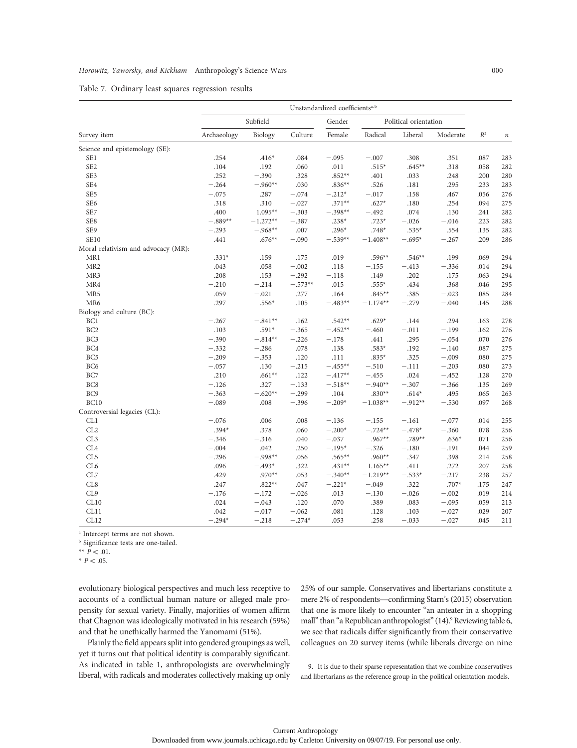Table 7. Ordinary least squares regression results

| | Unstandardized coefficients[a, b] | | | | | | | | |
|---|---|---|---|---|---|---|---|---|---|
| | Subfield | | | Gender | Political orientation | | | | |
| Survey item | Archaeology | Biology | Culture | Female | Radical | Liberal | Moderate | $R^2$ | $n$ |
| Science and epistemology (SE): | | | | | | | | | |
| SE1 | .254 | .416* | .084 | −.095 | −.007 | .308 | .351 | .087 | 283 |
| SE2 | .104 | .192 | .060 | .011 | .515* | .645** | .318 | .058 | 282 |
| SE3 | .252 | −.390 | .328 | .852** | .401 | .033 | .248 | .200 | 280 |
| SE4 | −.264 | −.960** | .030 | .836** | .526 | .181 | .295 | .233 | 283 |
| SE5 | −.075 | .287 | −.074 | −.212* | −.017 | .158 | .467 | .056 | 276 |
| SE6 | .318 | .310 | −.027 | .371** | .627* | .180 | .254 | .094 | 275 |
| SE7 | .400 | 1.095** | −.303 | −.398** | −.492 | .074 | .130 | .241 | 282 |
| SE8 | −.889** | −1.272** | −.387 | .238* | .723* | −.026 | −.016 | .223 | 282 |
| SE9 | −.293 | −.968** | .007 | .296* | .748* | .535* | .554 | .135 | 282 |
| SE10 | .441 | .676** | −.090 | −.539** | −1.408** | −.695* | −.267 | .209 | 286 |
| Moral relativism and advocacy (MR): | | | | | | | | | |
| MR1 | .331* | .159 | .175 | .019 | .596** | .546** | .199 | .069 | 294 |
| MR2 | .043 | .058 | −.002 | .118 | −.155 | −.413 | −.336 | .014 | 294 |
| MR3 | .208 | .153 | −.292 | −.118 | .149 | .202 | .175 | .063 | 294 |
| MR4 | −.210 | −.214 | −.573** | .015 | .555* | .434 | .368 | .046 | 295 |
| MR5 | .059 | −.021 | .277 | .164 | .845** | .385 | −.023 | .085 | 284 |
| MR6 | .297 | .556* | .105 | −.483** | −1.174** | −.279 | −.040 | .145 | 288 |
| Biology and culture (BC): | | | | | | | | | |
| BC1 | −.267 | −.841** | .162 | .542** | .629* | .144 | .294 | .163 | 278 |
| BC2 | .103 | .591* | −.365 | −.452** | −.460 | −.011 | −.199 | .162 | 276 |
| BC3 | −.390 | −.814** | −.226 | −.178 | .441 | .295 | −.054 | .070 | 276 |
| BC4 | −.332 | −.286 | .078 | .138 | .583* | .192 | −.140 | .087 | 275 |
| BC5 | −.209 | −.353 | .120 | .111 | .835* | .325 | −.009 | .080 | 275 |
| BC6 | −.057 | .130 | −.215 | −.455** | −.510 | −.111 | −.203 | .080 | 273 |
| BC7 | .210 | .661** | .122 | −.417** | −.455 | .024 | −.452 | .128 | 270 |
| BC8 | −.126 | .327 | −.133 | −.518** | −.940** | −.307 | −.366 | .135 | 269 |
| BC9 | −.363 | −.620** | −.299 | .104 | .830** | .614* | .495 | .065 | 263 |
| BC10 | −.089 | .008 | −.396 | −.209* | −1.038** | −.912** | −.530 | .097 | 268 |
| Controversial legacies (CL): | | | | | | | | | |
| CL1 | −.076 | .006 | .008 | −.136 | −.155 | −.161 | −.077 | .014 | 255 |
| CL2 | .394* | .378 | .060 | −.200* | −.724** | −.478* | −.360 | .078 | 256 |
| CL3 | −.346 | −.316 | .040 | −.037 | .967** | .789** | .636* | .071 | 256 |
| CL4 | −.004 | .042 | .250 | −.195* | −.326 | −.180 | −.191 | .044 | 259 |
| CL5 | −.296 | −.998** | .056 | .565** | .960** | .347 | .398 | .214 | 258 |
| CL6 | .096 | −.493* | .322 | .431** | 1.165** | .411 | .272 | .207 | 258 |
| CL7 | .429 | .970** | .053 | −.340** | −1.219** | −.533* | −.217 | .238 | 257 |
| CL8 | .247 | .822** | .047 | −.221* | −.049 | .322 | .707* | .175 | 247 |
| CL9 | −.176 | −.172 | −.026 | .013 | −.130 | −.026 | −.002 | .019 | 214 |
| CL10 | .024 | −.043 | .120 | .070 | .389 | .083 | −.095 | .059 | 213 |
| CL11 | .042 | −.017 | −.062 | .081 | .128 | .103 | −.027 | .029 | 207 |
| CL12 | −.294* | −.218 | −.274* | .053 | .258 | −.033 | −.027 | .045 | 211 |

[a] Intercept terms are not shown.
[b] Significance tests are one-tailed.
** $P < .01$.
* $P < .05$.

evolutionary biological perspectives and much less receptive to accounts of a conflictual human nature or alleged male propensity for sexual variety. Finally, majorities of women affirm that Chagnon was ideologically motivated in his research (59%) and that he unethically harmed the Yanomami (51%).

Plainly the field appears split into gendered groupings as well, yet it turns out that political identity is comparably significant. As indicated in table 1, anthropologists are overwhelmingly liberal, with radicals and moderates collectively making up only 25% of our sample. Conservatives and libertarians constitute a mere 2% of respondents—confirming Starn's (2015) observation that one is more likely to encounter "an anteater in a shopping mall" than "a Republican anthropologist" (14).[9] Reviewing table 6, we see that radicals differ significantly from their conservative colleagues on 20 survey items (while liberals diverge on nine

9. It is due to their sparse representation that we combine conservatives and libertarians as the reference group in the political orientation models.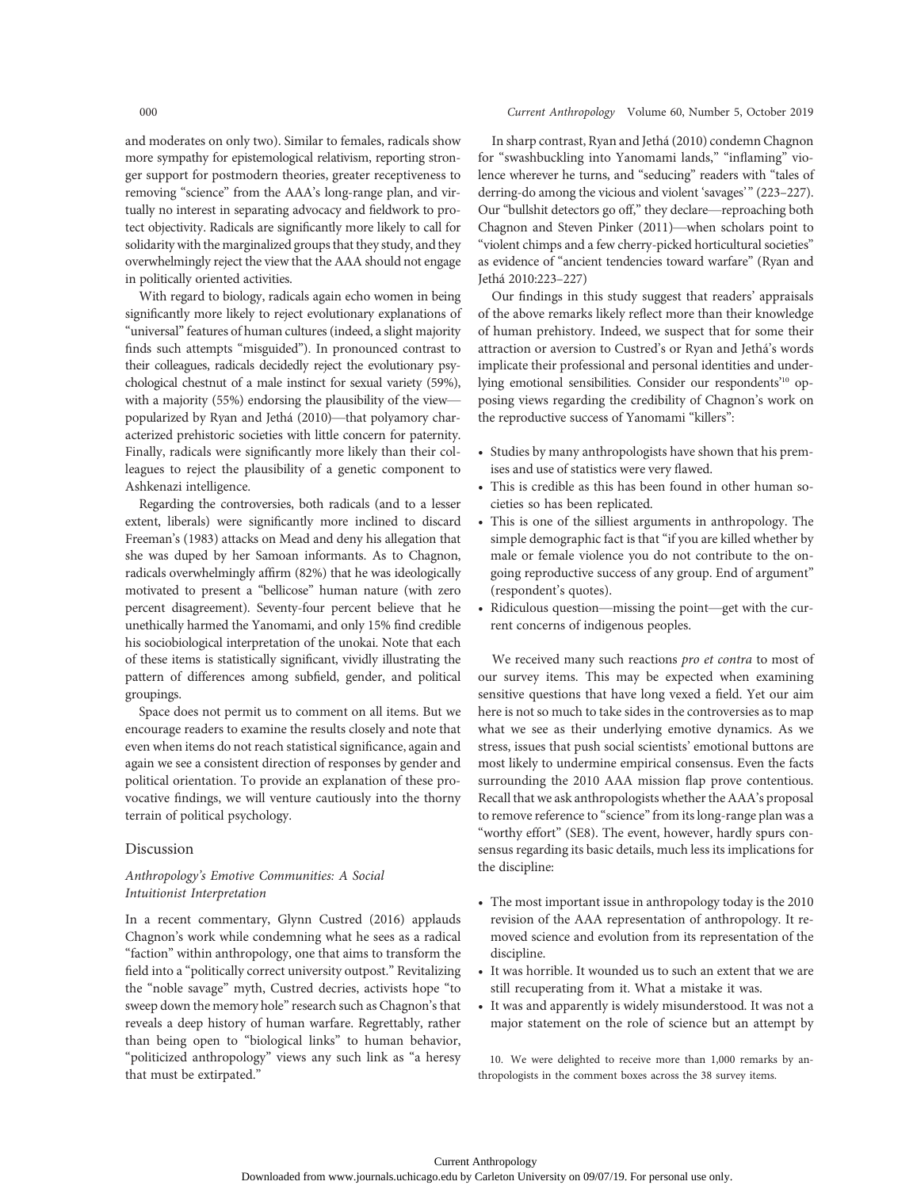and moderates on only two). Similar to females, radicals show more sympathy for epistemological relativism, reporting stronger support for postmodern theories, greater receptiveness to removing "science" from the AAA's long-range plan, and virtually no interest in separating advocacy and fieldwork to protect objectivity. Radicals are significantly more likely to call for solidarity with the marginalized groups that they study, and they overwhelmingly reject the view that the AAA should not engage in politically oriented activities.

With regard to biology, radicals again echo women in being significantly more likely to reject evolutionary explanations of "universal" features of human cultures (indeed, a slight majority finds such attempts "misguided"). In pronounced contrast to their colleagues, radicals decidedly reject the evolutionary psychological chestnut of a male instinct for sexual variety (59%), with a majority (55%) endorsing the plausibility of the view—popularized by Ryan and Jethá (2010)—that polyamory characterized prehistoric societies with little concern for paternity. Finally, radicals were significantly more likely than their colleagues to reject the plausibility of a genetic component to Ashkenazi intelligence.

Regarding the controversies, both radicals (and to a lesser extent, liberals) were significantly more inclined to discard Freeman's (1983) attacks on Mead and deny his allegation that she was duped by her Samoan informants. As to Chagnon, radicals overwhelmingly affirm (82%) that he was ideologically motivated to present a "bellicose" human nature (with zero percent disagreement). Seventy-four percent believe that he unethically harmed the Yanomami, and only 15% find credible his sociobiological interpretation of the unokai. Note that each of these items is statistically significant, vividly illustrating the pattern of differences among subfield, gender, and political groupings.

Space does not permit us to comment on all items. But we encourage readers to examine the results closely and note that even when items do not reach statistical significance, again and again we see a consistent direction of responses by gender and political orientation. To provide an explanation of these provocative findings, we will venture cautiously into the thorny terrain of political psychology.

## Discussion

### *Anthropology's Emotive Communities: A Social Intuitionist Interpretation*

In a recent commentary, Glynn Custred (2016) applauds Chagnon's work while condemning what he sees as a radical "faction" within anthropology, one that aims to transform the field into a "politically correct university outpost." Revitalizing the "noble savage" myth, Custred decries, activists hope "to sweep down the memory hole" research such as Chagnon's that reveals a deep history of human warfare. Regrettably, rather than being open to "biological links" to human behavior, "politicized anthropology" views any such link as "a heresy that must be extirpated."

In sharp contrast, Ryan and Jethá (2010) condemn Chagnon for "swashbuckling into Yanomami lands," "inflaming" violence wherever he turns, and "seducing" readers with "tales of derring-do among the vicious and violent 'savages'" (223–227). Our "bullshit detectors go off," they declare—reproaching both Chagnon and Steven Pinker (2011)—when scholars point to "violent chimps and a few cherry-picked horticultural societies" as evidence of "ancient tendencies toward warfare" (Ryan and Jethá 2010:223–227)

Our findings in this study suggest that readers' appraisals of the above remarks likely reflect more than their knowledge of human prehistory. Indeed, we suspect that for some their attraction or aversion to Custred's or Ryan and Jethá's words implicate their professional and personal identities and underlying emotional sensibilities. Consider our respondents'[10] opposing views regarding the credibility of Chagnon's work on the reproductive success of Yanomami "killers":

- Studies by many anthropologists have shown that his premises and use of statistics were very flawed.
- This is credible as this has been found in other human societies so has been replicated.
- This is one of the silliest arguments in anthropology. The simple demographic fact is that "if you are killed whether by male or female violence you do not contribute to the ongoing reproductive success of any group. End of argument" (respondent's quotes).
- Ridiculous question—missing the point—get with the current concerns of indigenous peoples.

We received many such reactions *pro et contra* to most of our survey items. This may be expected when examining sensitive questions that have long vexed a field. Yet our aim here is not so much to take sides in the controversies as to map what we see as their underlying emotive dynamics. As we stress, issues that push social scientists' emotional buttons are most likely to undermine empirical consensus. Even the facts surrounding the 2010 AAA mission flap prove contentious. Recall that we ask anthropologists whether the AAA's proposal to remove reference to "science" from its long-range plan was a "worthy effort" (SE8). The event, however, hardly spurs consensus regarding its basic details, much less its implications for the discipline:

- The most important issue in anthropology today is the 2010 revision of the AAA representation of anthropology. It removed science and evolution from its representation of the discipline.
- It was horrible. It wounded us to such an extent that we are still recuperating from it. What a mistake it was.
- It was and apparently is widely misunderstood. It was not a major statement on the role of science but an attempt by

10. We were delighted to receive more than 1,000 remarks by anthropologists in the comment boxes across the 38 survey items.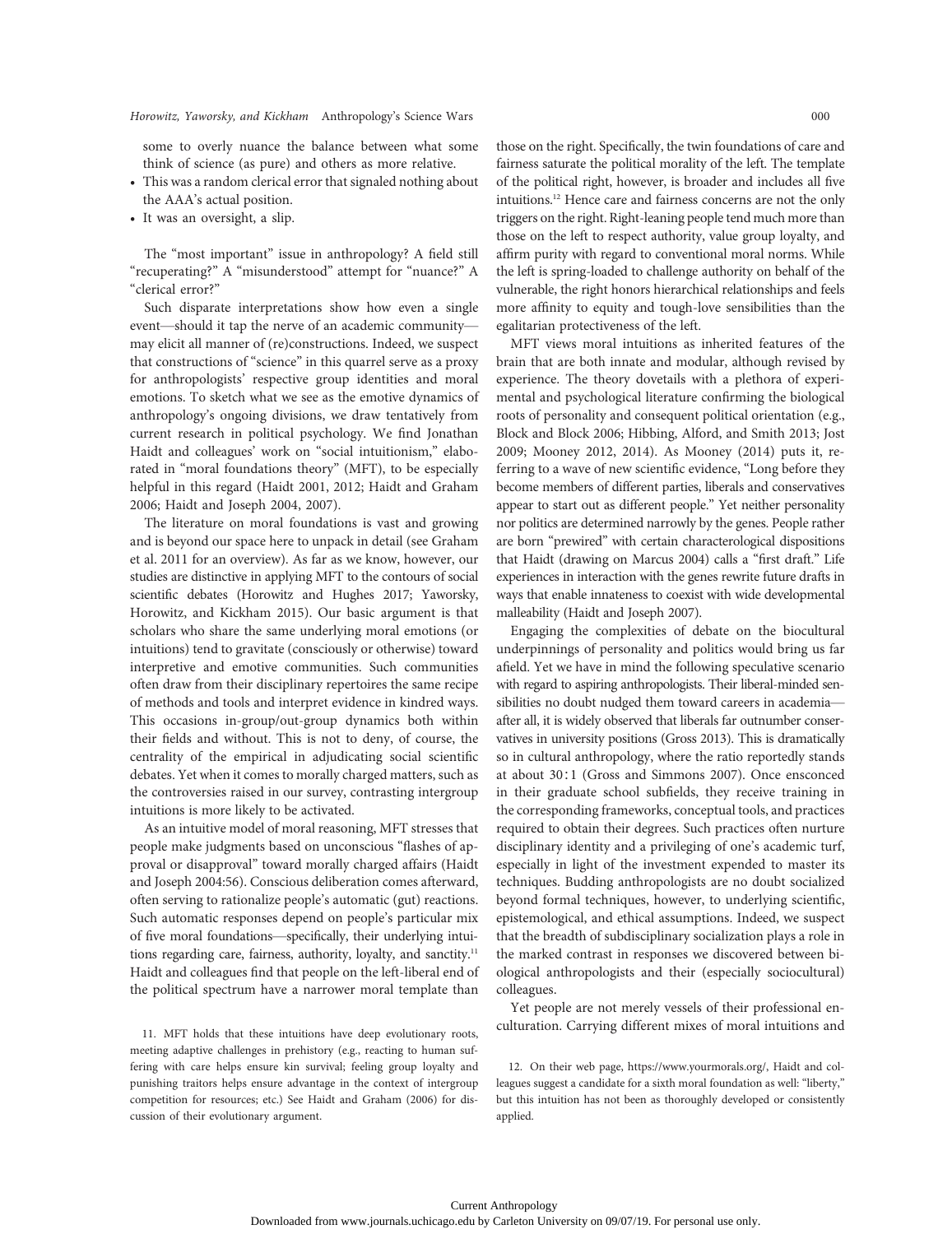some to overly nuance the balance between what some think of science (as pure) and others as more relative.

- This was a random clerical error that signaled nothing about the AAA's actual position.
- It was an oversight, a slip.

The "most important" issue in anthropology? A field still "recuperating?" A "misunderstood" attempt for "nuance?" A "clerical error?"

Such disparate interpretations show how even a single event—should it tap the nerve of an academic community—may elicit all manner of (re)constructions. Indeed, we suspect that constructions of "science" in this quarrel serve as a proxy for anthropologists' respective group identities and moral emotions. To sketch what we see as the emotive dynamics of anthropology's ongoing divisions, we draw tentatively from current research in political psychology. We find Jonathan Haidt and colleagues' work on "social intuitionism," elaborated in "moral foundations theory" (MFT), to be especially helpful in this regard (Haidt 2001, 2012; Haidt and Graham 2006; Haidt and Joseph 2004, 2007).

The literature on moral foundations is vast and growing and is beyond our space here to unpack in detail (see Graham et al. 2011 for an overview). As far as we know, however, our studies are distinctive in applying MFT to the contours of social scientific debates (Horowitz and Hughes 2017; Yaworsky, Horowitz, and Kickham 2015). Our basic argument is that scholars who share the same underlying moral emotions (or intuitions) tend to gravitate (consciously or otherwise) toward interpretive and emotive communities. Such communities often draw from their disciplinary repertoires the same recipe of methods and tools and interpret evidence in kindred ways. This occasions in-group/out-group dynamics both within their fields and without. This is not to deny, of course, the centrality of the empirical in adjudicating social scientific debates. Yet when it comes to morally charged matters, such as the controversies raised in our survey, contrasting intergroup intuitions is more likely to be activated.

As an intuitive model of moral reasoning, MFT stresses that people make judgments based on unconscious "flashes of approval or disapproval" toward morally charged affairs (Haidt and Joseph 2004:56). Conscious deliberation comes afterward, often serving to rationalize people's automatic (gut) reactions. Such automatic responses depend on people's particular mix of five moral foundations—specifically, their underlying intuitions regarding care, fairness, authority, loyalty, and sanctity.[11] Haidt and colleagues find that people on the left-liberal end of the political spectrum have a narrower moral template than those on the right. Specifically, the twin foundations of care and fairness saturate the political morality of the left. The template of the political right, however, is broader and includes all five intuitions.[12] Hence care and fairness concerns are not the only triggers on the right. Right-leaning people tend much more than those on the left to respect authority, value group loyalty, and affirm purity with regard to conventional moral norms. While the left is spring-loaded to challenge authority on behalf of the vulnerable, the right honors hierarchical relationships and feels more affinity to equity and tough-love sensibilities than the egalitarian protectiveness of the left.

MFT views moral intuitions as inherited features of the brain that are both innate and modular, although revised by experience. The theory dovetails with a plethora of experimental and psychological literature confirming the biological roots of personality and consequent political orientation (e.g., Block and Block 2006; Hibbing, Alford, and Smith 2013; Jost 2009; Mooney 2012, 2014). As Mooney (2014) puts it, referring to a wave of new scientific evidence, "Long before they become members of different parties, liberals and conservatives appear to start out as different people." Yet neither personality nor politics are determined narrowly by the genes. People rather are born "prewired" with certain characterological dispositions that Haidt (drawing on Marcus 2004) calls a "first draft." Life experiences in interaction with the genes rewrite future drafts in ways that enable innateness to coexist with wide developmental malleability (Haidt and Joseph 2007).

Engaging the complexities of debate on the biocultural underpinnings of personality and politics would bring us far afield. Yet we have in mind the following speculative scenario with regard to aspiring anthropologists. Their liberal-minded sensibilities no doubt nudged them toward careers in academia—after all, it is widely observed that liberals far outnumber conservatives in university positions (Gross 2013). This is dramatically so in cultural anthropology, where the ratio reportedly stands at about 30 : 1 (Gross and Simmons 2007). Once ensconced in their graduate school subfields, they receive training in the corresponding frameworks, conceptual tools, and practices required to obtain their degrees. Such practices often nurture disciplinary identity and a privileging of one's academic turf, especially in light of the investment expended to master its techniques. Budding anthropologists are no doubt socialized beyond formal techniques, however, to underlying scientific, epistemological, and ethical assumptions. Indeed, we suspect that the breadth of subdisciplinary socialization plays a role in the marked contrast in responses we discovered between biological anthropologists and their (especially sociocultural) colleagues.

Yet people are not merely vessels of their professional enculturation. Carrying different mixes of moral intuitions and

11. MFT holds that these intuitions have deep evolutionary roots, meeting adaptive challenges in prehistory (e.g., reacting to human suffering with care helps ensure kin survival; feeling group loyalty and punishing traitors helps ensure advantage in the context of intergroup competition for resources; etc.) See Haidt and Graham (2006) for discussion of their evolutionary argument.

12. On their web page, https://www.yourmorals.org/, Haidt and colleagues suggest a candidate for a sixth moral foundation as well: "liberty," but this intuition has not been as thoroughly developed or consistently applied.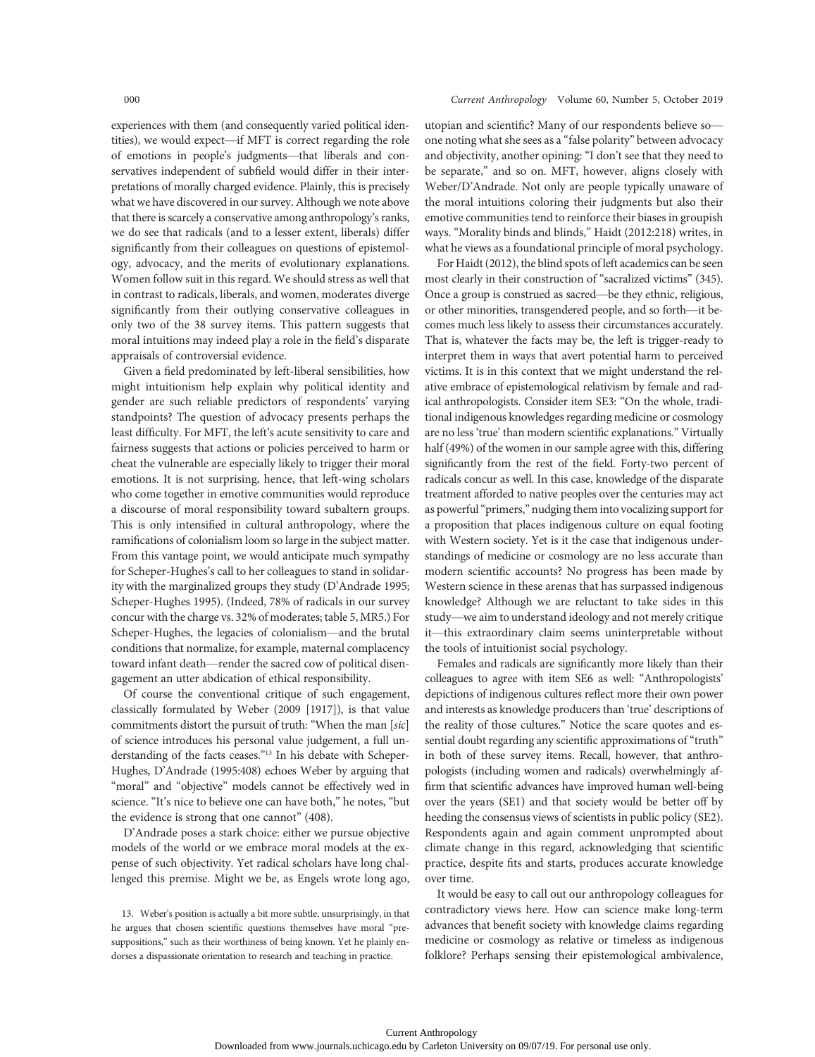experiences with them (and consequently varied political identities), we would expect—if MFT is correct regarding the role of emotions in people's judgments—that liberals and conservatives independent of subfield would differ in their interpretations of morally charged evidence. Plainly, this is precisely what we have discovered in our survey. Although we note above that there is scarcely a conservative among anthropology's ranks, we do see that radicals (and to a lesser extent, liberals) differ significantly from their colleagues on questions of epistemology, advocacy, and the merits of evolutionary explanations. Women follow suit in this regard. We should stress as well that in contrast to radicals, liberals, and women, moderates diverge significantly from their outlying conservative colleagues in only two of the 38 survey items. This pattern suggests that moral intuitions may indeed play a role in the field's disparate appraisals of controversial evidence.

Given a field predominated by left-liberal sensibilities, how might intuitionism help explain why political identity and gender are such reliable predictors of respondents' varying standpoints? The question of advocacy presents perhaps the least difficulty. For MFT, the left's acute sensitivity to care and fairness suggests that actions or policies perceived to harm or cheat the vulnerable are especially likely to trigger their moral emotions. It is not surprising, hence, that left-wing scholars who come together in emotive communities would reproduce a discourse of moral responsibility toward subaltern groups. This is only intensified in cultural anthropology, where the ramifications of colonialism loom so large in the subject matter. From this vantage point, we would anticipate much sympathy for Scheper-Hughes's call to her colleagues to stand in solidarity with the marginalized groups they study (D'Andrade 1995; Scheper-Hughes 1995). (Indeed, 78% of radicals in our survey concur with the charge vs. 32% of moderates; table 5, MR5.) For Scheper-Hughes, the legacies of colonialism—and the brutal conditions that normalize, for example, maternal complacency toward infant death—render the sacred cow of political disengagement an utter abdication of ethical responsibility.

Of course the conventional critique of such engagement, classically formulated by Weber (2009 [1917]), is that value commitments distort the pursuit of truth: "When the man [*sic*] of science introduces his personal value judgement, a full understanding of the facts ceases."[13] In his debate with Scheper-Hughes, D'Andrade (1995:408) echoes Weber by arguing that "moral" and "objective" models cannot be effectively wed in science. "It's nice to believe one can have both," he notes, "but the evidence is strong that one cannot" (408).

D'Andrade poses a stark choice: either we pursue objective models of the world or we embrace moral models at the expense of such objectivity. Yet radical scholars have long challenged this premise. Might we be, as Engels wrote long ago, utopian and scientific? Many of our respondents believe so—one noting what she sees as a "false polarity" between advocacy and objectivity, another opining: "I don't see that they need to be separate," and so on. MFT, however, aligns closely with Weber/D'Andrade. Not only are people typically unaware of the moral intuitions coloring their judgments but also their emotive communities tend to reinforce their biases in groupish ways. "Morality binds and blinds," Haidt (2012:218) writes, in what he views as a foundational principle of moral psychology.

For Haidt (2012), the blind spots of left academics can be seen most clearly in their construction of "sacralized victims" (345). Once a group is construed as sacred—be they ethnic, religious, or other minorities, transgendered people, and so forth—it becomes much less likely to assess their circumstances accurately. That is, whatever the facts may be, the left is trigger-ready to interpret them in ways that avert potential harm to perceived victims. It is in this context that we might understand the relative embrace of epistemological relativism by female and radical anthropologists. Consider item SE3: "On the whole, traditional indigenous knowledges regarding medicine or cosmology are no less 'true' than modern scientific explanations." Virtually half (49%) of the women in our sample agree with this, differing significantly from the rest of the field. Forty-two percent of radicals concur as well. In this case, knowledge of the disparate treatment afforded to native peoples over the centuries may act as powerful "primers," nudging them into vocalizing support for a proposition that places indigenous culture on equal footing with Western society. Yet is it the case that indigenous understandings of medicine or cosmology are no less accurate than modern scientific accounts? No progress has been made by Western science in these arenas that has surpassed indigenous knowledge? Although we are reluctant to take sides in this study—we aim to understand ideology and not merely critique it—this extraordinary claim seems uninterpretable without the tools of intuitionist social psychology.

Females and radicals are significantly more likely than their colleagues to agree with item SE6 as well: "Anthropologists' depictions of indigenous cultures reflect more their own power and interests as knowledge producers than 'true' descriptions of the reality of those cultures." Notice the scare quotes and essential doubt regarding any scientific approximations of "truth" in both of these survey items. Recall, however, that anthropologists (including women and radicals) overwhelmingly affirm that scientific advances have improved human well-being over the years (SE1) and that society would be better off by heeding the consensus views of scientists in public policy (SE2). Respondents again and again comment unprompted about climate change in this regard, acknowledging that scientific practice, despite fits and starts, produces accurate knowledge over time.

It would be easy to call out our anthropology colleagues for contradictory views here. How can science make long-term advances that benefit society with knowledge claims regarding medicine or cosmology as relative or timeless as indigenous folklore? Perhaps sensing their epistemological ambivalence,

13. Weber's position is actually a bit more subtle, unsurprisingly, in that he argues that chosen scientific questions themselves have moral "presuppositions," such as their worthiness of being known. Yet he plainly endorses a dispassionate orientation to research and teaching in practice.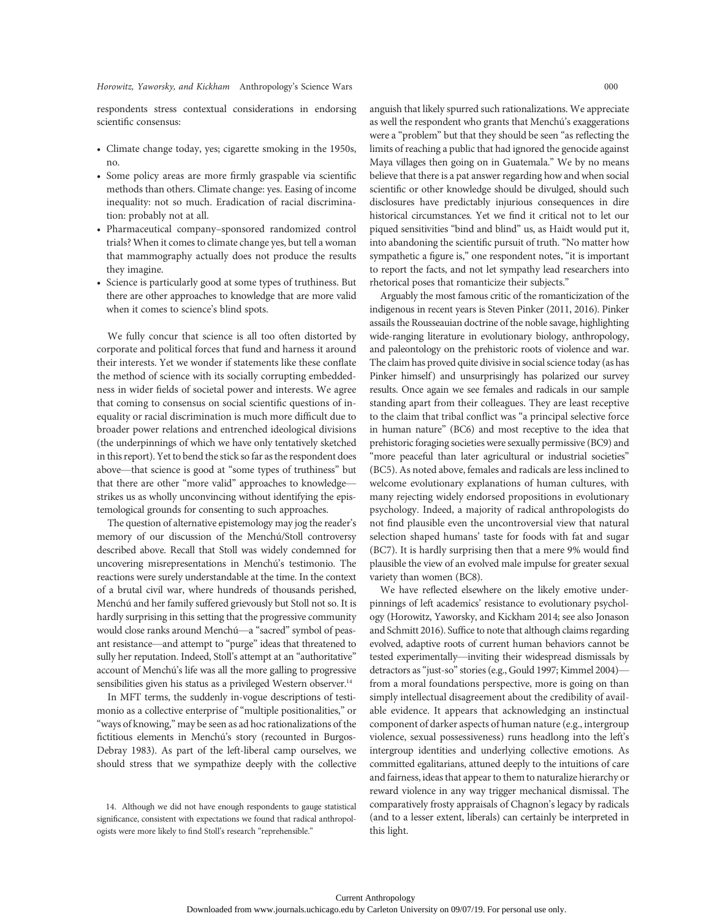respondents stress contextual considerations in endorsing scientific consensus:

- Climate change today, yes; cigarette smoking in the 1950s, no.
- Some policy areas are more firmly graspable via scientific methods than others. Climate change: yes. Easing of income inequality: not so much. Eradication of racial discrimination: probably not at all.
- Pharmaceutical company–sponsored randomized control trials? When it comes to climate change yes, but tell a woman that mammography actually does not produce the results they imagine.
- Science is particularly good at some types of truthiness. But there are other approaches to knowledge that are more valid when it comes to science's blind spots.

We fully concur that science is all too often distorted by corporate and political forces that fund and harness it around their interests. Yet we wonder if statements like these conflate the method of science with its socially corrupting embeddedness in wider fields of societal power and interests. We agree that coming to consensus on social scientific questions of inequality or racial discrimination is much more difficult due to broader power relations and entrenched ideological divisions (the underpinnings of which we have only tentatively sketched in this report). Yet to bend the stick so far as the respondent does above—that science is good at "some types of truthiness" but that there are other "more valid" approaches to knowledge—strikes us as wholly unconvincing without identifying the epistemological grounds for consenting to such approaches.

The question of alternative epistemology may jog the reader's memory of our discussion of the Menchú/Stoll controversy described above. Recall that Stoll was widely condemned for uncovering misrepresentations in Menchú's testimonio. The reactions were surely understandable at the time. In the context of a brutal civil war, where hundreds of thousands perished, Menchú and her family suffered grievously but Stoll not so. It is hardly surprising in this setting that the progressive community would close ranks around Menchú—a "sacred" symbol of peasant resistance—and attempt to "purge" ideas that threatened to sully her reputation. Indeed, Stoll's attempt at an "authoritative" account of Menchú's life was all the more galling to progressive sensibilities given his status as a privileged Western observer.[14]

In MFT terms, the suddenly in-vogue descriptions of testimonio as a collective enterprise of "multiple positionalities," or "ways of knowing," may be seen as ad hoc rationalizations of the fictitious elements in Menchú's story (recounted in Burgos-Debray 1983). As part of the left-liberal camp ourselves, we should stress that we sympathize deeply with the collective anguish that likely spurred such rationalizations. We appreciate as well the respondent who grants that Menchú's exaggerations were a "problem" but that they should be seen "as reflecting the limits of reaching a public that had ignored the genocide against Maya villages then going on in Guatemala." We by no means believe that there is a pat answer regarding how and when social scientific or other knowledge should be divulged, should such disclosures have predictably injurious consequences in dire historical circumstances. Yet we find it critical not to let our piqued sensitivities "bind and blind" us, as Haidt would put it, into abandoning the scientific pursuit of truth. "No matter how sympathetic a figure is," one respondent notes, "it is important to report the facts, and not let sympathy lead researchers into rhetorical poses that romanticize their subjects."

Arguably the most famous critic of the romanticization of the indigenous in recent years is Steven Pinker (2011, 2016). Pinker assails the Rousseauian doctrine of the noble savage, highlighting wide-ranging literature in evolutionary biology, anthropology, and paleontology on the prehistoric roots of violence and war. The claim has proved quite divisive in social science today (as has Pinker himself) and unsurprisingly has polarized our survey results. Once again we see females and radicals in our sample standing apart from their colleagues. They are least receptive to the claim that tribal conflict was "a principal selective force in human nature" (BC6) and most receptive to the idea that prehistoric foraging societies were sexually permissive (BC9) and "more peaceful than later agricultural or industrial societies" (BC5). As noted above, females and radicals are less inclined to welcome evolutionary explanations of human cultures, with many rejecting widely endorsed propositions in evolutionary psychology. Indeed, a majority of radical anthropologists do not find plausible even the uncontroversial view that natural selection shaped humans' taste for foods with fat and sugar (BC7). It is hardly surprising then that a mere 9% would find plausible the view of an evolved male impulse for greater sexual variety than women (BC8).

We have reflected elsewhere on the likely emotive underpinnings of left academics' resistance to evolutionary psychology (Horowitz, Yaworsky, and Kickham 2014; see also Jonason and Schmitt 2016). Suffice to note that although claims regarding evolved, adaptive roots of current human behaviors cannot be tested experimentally—inviting their widespread dismissals by detractors as "just-so" stories (e.g., Gould 1997; Kimmel 2004)—from a moral foundations perspective, more is going on than simply intellectual disagreement about the credibility of available evidence. It appears that acknowledging an instinctual component of darker aspects of human nature (e.g., intergroup violence, sexual possessiveness) runs headlong into the left's intergroup identities and underlying collective emotions. As committed egalitarians, attuned deeply to the intuitions of care and fairness, ideas that appear to them to naturalize hierarchy or reward violence in any way trigger mechanical dismissal. The comparatively frosty appraisals of Chagnon's legacy by radicals (and to a lesser extent, liberals) can certainly be interpreted in this light.

14. Although we did not have enough respondents to gauge statistical significance, consistent with expectations we found that radical anthropologists were more likely to find Stoll's research "reprehensible."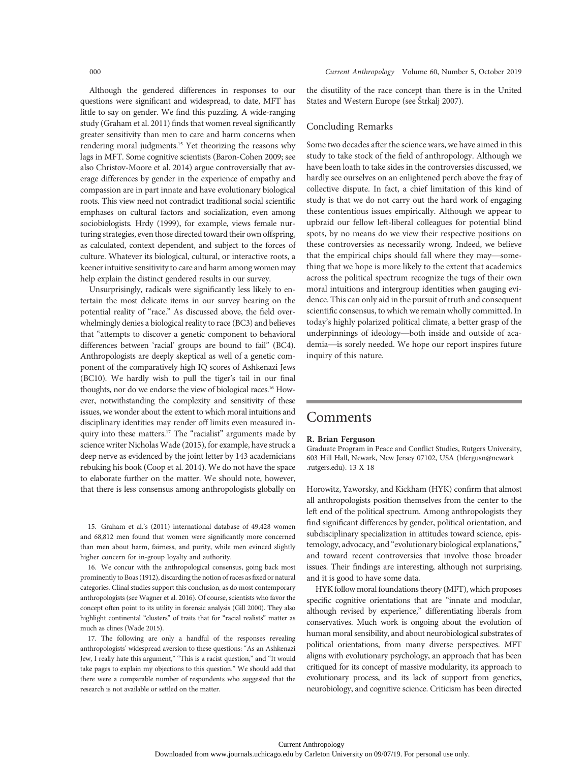Although the gendered differences in responses to our questions were significant and widespread, to date, MFT has little to say on gender. We find this puzzling. A wide-ranging study (Graham et al. 2011) finds that women reveal significantly greater sensitivity than men to care and harm concerns when rendering moral judgments.[15] Yet theorizing the reasons why lags in MFT. Some cognitive scientists (Baron-Cohen 2009; see also Christov-Moore et al. 2014) argue controversially that average differences by gender in the experience of empathy and compassion are in part innate and have evolutionary biological roots. This view need not contradict traditional social scientific emphases on cultural factors and socialization, even among sociobiologists. Hrdy (1999), for example, views female nurturing strategies, even those directed toward their own offspring, as calculated, context dependent, and subject to the forces of culture. Whatever its biological, cultural, or interactive roots, a keener intuitive sensitivity to care and harm among women may help explain the distinct gendered results in our survey.

Unsurprisingly, radicals were significantly less likely to entertain the most delicate items in our survey bearing on the potential reality of "race." As discussed above, the field overwhelmingly denies a biological reality to race (BC3) and believes that "attempts to discover a genetic component to behavioral differences between 'racial' groups are bound to fail" (BC4). Anthropologists are deeply skeptical as well of a genetic component of the comparatively high IQ scores of Ashkenazi Jews (BC10). We hardly wish to pull the tiger's tail in our final thoughts, nor do we endorse the view of biological races.[16] However, notwithstanding the complexity and sensitivity of these issues, we wonder about the extent to which moral intuitions and disciplinary identities may render off limits even measured inquiry into these matters.[17] The "racialist" arguments made by science writer Nicholas Wade (2015), for example, have struck a deep nerve as evidenced by the joint letter by 143 academicians rebuking his book (Coop et al. 2014). We do not have the space to elaborate further on the matter. We should note, however, that there is less consensus among anthropologists globally on the disutility of the race concept than there is in the United States and Western Europe (see Štrkalj 2007).

15. Graham et al.'s (2011) international database of 49,428 women and 68,812 men found that women were significantly more concerned than men about harm, fairness, and purity, while men evinced slightly higher concern for in-group loyalty and authority.

16. We concur with the anthropological consensus, going back most prominently to Boas (1912), discarding the notion of races as fixed or natural categories. Clinal studies support this conclusion, as do most contemporary anthropologists (see Wagner et al. 2016). Of course, scientists who favor the concept often point to its utility in forensic analysis (Gill 2000). They also highlight continental "clusters" of traits that for "racial realists" matter as much as clines (Wade 2015).

17. The following are only a handful of the responses revealing anthropologists' widespread aversion to these questions: "As an Ashkenazi Jew, I really hate this argument," "This is a racist question," and "It would take pages to explain my objections to this question." We should add that there were a comparable number of respondents who suggested that the research is not available or settled on the matter.

## Concluding Remarks

Some two decades after the science wars, we have aimed in this study to take stock of the field of anthropology. Although we have been loath to take sides in the controversies discussed, we hardly see ourselves on an enlightened perch above the fray of collective dispute. In fact, a chief limitation of this kind of study is that we do not carry out the hard work of engaging these contentious issues empirically. Although we appear to upbraid our fellow left-liberal colleagues for potential blind spots, by no means do we view their respective positions on these controversies as necessarily wrong. Indeed, we believe that the empirical chips should fall where they may—something that we hope is more likely to the extent that academics across the political spectrum recognize the tugs of their own moral intuitions and intergroup identities when gauging evidence. This can only aid in the pursuit of truth and consequent scientific consensus, to which we remain wholly committed. In today's highly polarized political climate, a better grasp of the underpinnings of ideology—both inside and outside of academia—is sorely needed. We hope our report inspires future inquiry of this nature.

# Comments

**R. Brian Ferguson**
Graduate Program in Peace and Conflict Studies, Rutgers University, 603 Hill Hall, Newark, New Jersey 07102, USA (bfergusn@newark.rutgers.edu). 13 X 18

Horowitz, Yaworsky, and Kickham (HYK) confirm that almost all anthropologists position themselves from the center to the left end of the political spectrum. Among anthropologists they find significant differences by gender, political orientation, and subdisciplinary specialization in attitudes toward science, epistemology, advocacy, and "evolutionary biological explanations," and toward recent controversies that involve those broader issues. Their findings are interesting, although not surprising, and it is good to have some data.

HYK follow moral foundations theory (MFT), which proposes specific cognitive orientations that are "innate and modular, although revised by experience," differentiating liberals from conservatives. Much work is ongoing about the evolution of human moral sensibility, and about neurobiological substrates of political orientations, from many diverse perspectives. MFT aligns with evolutionary psychology, an approach that has been critiqued for its concept of massive modularity, its approach to evolutionary process, and its lack of support from genetics, neurobiology, and cognitive science. Criticism has been directed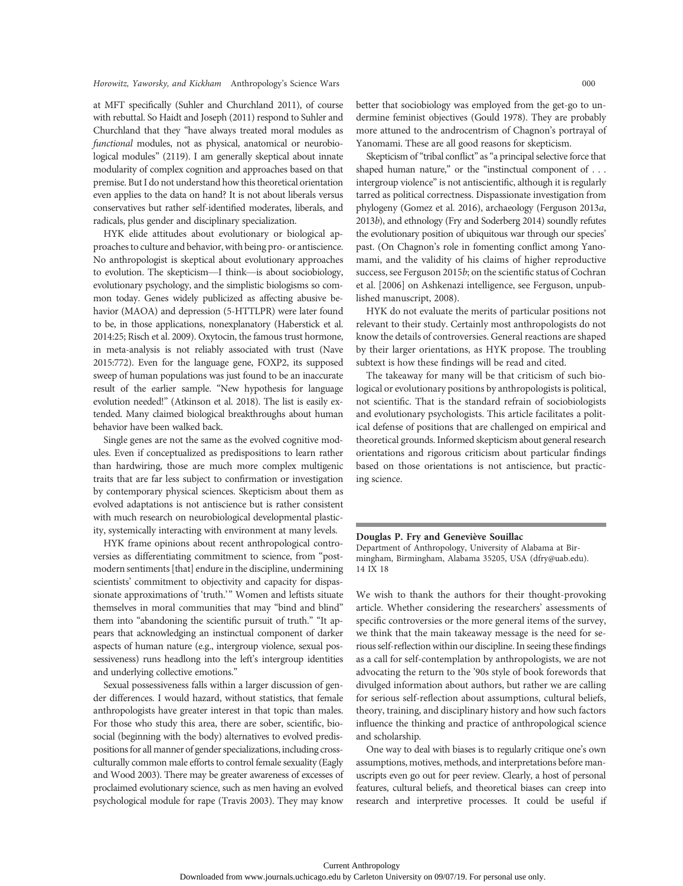at MFT specifically (Suhler and Churchland 2011), of course with rebuttal. So Haidt and Joseph (2011) respond to Suhler and Churchland that they "have always treated moral modules as *functional* modules, not as physical, anatomical or neurobiological modules" (2119). I am generally skeptical about innate modularity of complex cognition and approaches based on that premise. But I do not understand how this theoretical orientation even applies to the data on hand? It is not about liberals versus conservatives but rather self-identified moderates, liberals, and radicals, plus gender and disciplinary specialization.

HYK elide attitudes about evolutionary or biological approaches to culture and behavior, with being pro- or antiscience. No anthropologist is skeptical about evolutionary approaches to evolution. The skepticism—I think—is about sociobiology, evolutionary psychology, and the simplistic biologisms so common today. Genes widely publicized as affecting abusive behavior (MAOA) and depression (5-HTTLPR) were later found to be, in those applications, nonexplanatory (Haberstick et al. 2014:25; Risch et al. 2009). Oxytocin, the famous trust hormone, in meta-analysis is not reliably associated with trust (Nave 2015:772). Even for the language gene, FOXP2, its supposed sweep of human populations was just found to be an inaccurate result of the earlier sample. "New hypothesis for language evolution needed!" (Atkinson et al. 2018). The list is easily extended. Many claimed biological breakthroughs about human behavior have been walked back.

Single genes are not the same as the evolved cognitive modules. Even if conceptualized as predispositions to learn rather than hardwiring, those are much more complex multigenic traits that are far less subject to confirmation or investigation by contemporary physical sciences. Skepticism about them as evolved adaptations is not antiscience but is rather consistent with much research on neurobiological developmental plasticity, systemically interacting with environment at many levels.

HYK frame opinions about recent anthropological controversies as differentiating commitment to science, from "postmodern sentiments [that] endure in the discipline, undermining scientists' commitment to objectivity and capacity for dispassionate approximations of 'truth.'" Women and leftists situate themselves in moral communities that may "bind and blind" them into "abandoning the scientific pursuit of truth." "It appears that acknowledging an instinctual component of darker aspects of human nature (e.g., intergroup violence, sexual possessiveness) runs headlong into the left's intergroup identities and underlying collective emotions."

Sexual possessiveness falls within a larger discussion of gender differences. I would hazard, without statistics, that female anthropologists have greater interest in that topic than males. For those who study this area, there are sober, scientific, biosocial (beginning with the body) alternatives to evolved predispositions for all manner of gender specializations, including cross-culturally common male efforts to control female sexuality (Eagly and Wood 2003). There may be greater awareness of excesses of proclaimed evolutionary science, such as men having an evolved psychological module for rape (Travis 2003). They may know better that sociobiology was employed from the get-go to undermine feminist objectives (Gould 1978). They are probably more attuned to the androcentrism of Chagnon's portrayal of Yanomami. These are all good reasons for skepticism.

Skepticism of "tribal conflict" as "a principal selective force that shaped human nature," or the "instinctual component of . . . intergroup violence" is not antiscientific, although it is regularly tarred as political correctness. Dispassionate investigation from phylogeny (Gomez et al. 2016), archaeology (Ferguson 2013*a*, 2013*b*), and ethnology (Fry and Soderberg 2014) soundly refutes the evolutionary position of ubiquitous war through our species' past. (On Chagnon's role in fomenting conflict among Yanomami, and the validity of his claims of higher reproductive success, see Ferguson 2015*b*; on the scientific status of Cochran et al. [2006] on Ashkenazi intelligence, see Ferguson, unpublished manuscript, 2008).

HYK do not evaluate the merits of particular positions not relevant to their study. Certainly most anthropologists do not know the details of controversies. General reactions are shaped by their larger orientations, as HYK propose. The troubling subtext is how these findings will be read and cited.

The takeaway for many will be that criticism of such biological or evolutionary positions by anthropologists is political, not scientific. That is the standard refrain of sociobiologists and evolutionary psychologists. This article facilitates a political defense of positions that are challenged on empirical and theoretical grounds. Informed skepticism about general research orientations and rigorous criticism about particular findings based on those orientations is not antiscience, but practicing science.

**Douglas P. Fry and Geneviève Souillac**
Department of Anthropology, University of Alabama at Birmingham, Birmingham, Alabama 35205, USA (dfry@uab.edu). 14 IX 18

We wish to thank the authors for their thought-provoking article. Whether considering the researchers' assessments of specific controversies or the more general items of the survey, we think that the main takeaway message is the need for serious self-reflection within our discipline. In seeing these findings as a call for self-contemplation by anthropologists, we are not advocating the return to the '90s style of book forewords that divulged information about authors, but rather we are calling for serious self-reflection about assumptions, cultural beliefs, theory, training, and disciplinary history and how such factors influence the thinking and practice of anthropological science and scholarship.

One way to deal with biases is to regularly critique one's own assumptions, motives, methods, and interpretations before manuscripts even go out for peer review. Clearly, a host of personal features, cultural beliefs, and theoretical biases can creep into research and interpretive processes. It could be useful if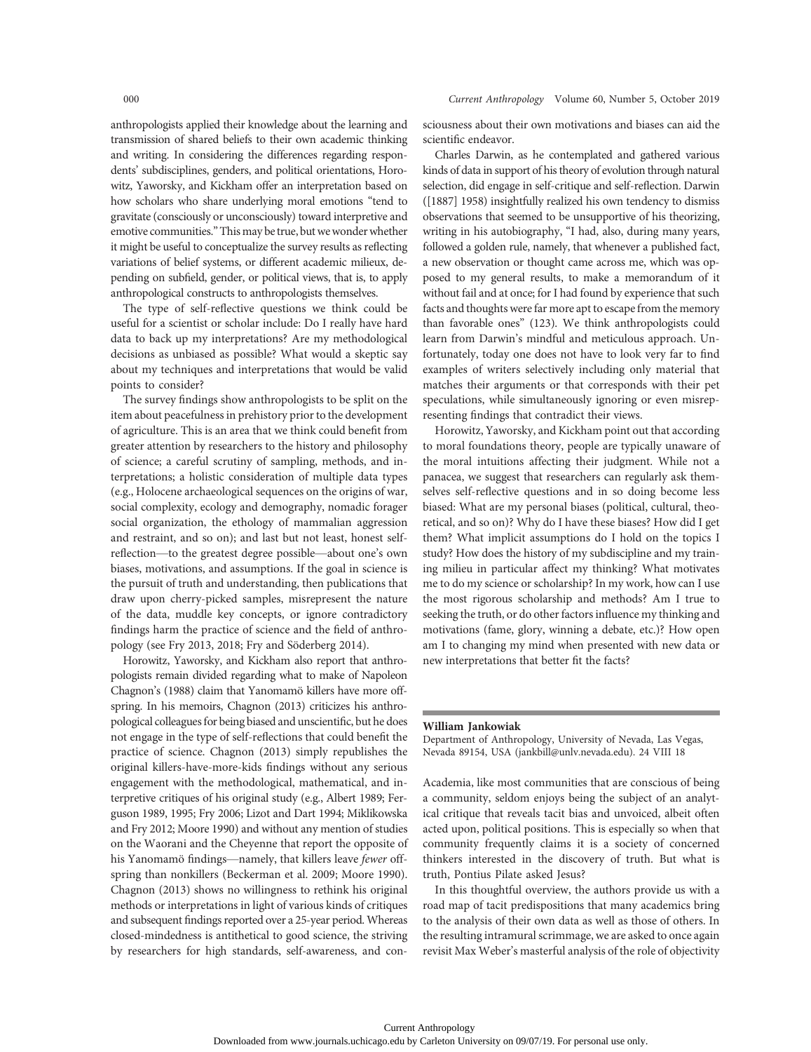anthropologists applied their knowledge about the learning and transmission of shared beliefs to their own academic thinking and writing. In considering the differences regarding respondents' subdisciplines, genders, and political orientations, Horowitz, Yaworsky, and Kickham offer an interpretation based on how scholars who share underlying moral emotions "tend to gravitate (consciously or unconsciously) toward interpretive and emotive communities." This may be true, but we wonder whether it might be useful to conceptualize the survey results as reflecting variations of belief systems, or different academic milieux, depending on subfield, gender, or political views, that is, to apply anthropological constructs to anthropologists themselves.

The type of self-reflective questions we think could be useful for a scientist or scholar include: Do I really have hard data to back up my interpretations? Are my methodological decisions as unbiased as possible? What would a skeptic say about my techniques and interpretations that would be valid points to consider?

The survey findings show anthropologists to be split on the item about peacefulness in prehistory prior to the development of agriculture. This is an area that we think could benefit from greater attention by researchers to the history and philosophy of science; a careful scrutiny of sampling, methods, and interpretations; a holistic consideration of multiple data types (e.g., Holocene archaeological sequences on the origins of war, social complexity, ecology and demography, nomadic forager social organization, the ethology of mammalian aggression and restraint, and so on); and last but not least, honest self-reflection—to the greatest degree possible—about one's own biases, motivations, and assumptions. If the goal in science is the pursuit of truth and understanding, then publications that draw upon cherry-picked samples, misrepresent the nature of the data, muddle key concepts, or ignore contradictory findings harm the practice of science and the field of anthropology (see Fry 2013, 2018; Fry and Söderberg 2014).

Horowitz, Yaworsky, and Kickham also report that anthropologists remain divided regarding what to make of Napoleon Chagnon's (1988) claim that Yanomamö killers have more offspring. In his memoirs, Chagnon (2013) criticizes his anthropological colleagues for being biased and unscientific, but he does not engage in the type of self-reflections that could benefit the practice of science. Chagnon (2013) simply republishes the original killers-have-more-kids findings without any serious engagement with the methodological, mathematical, and interpretive critiques of his original study (e.g., Albert 1989; Ferguson 1989, 1995; Fry 2006; Lizot and Dart 1994; Miklikowska and Fry 2012; Moore 1990) and without any mention of studies on the Waorani and the Cheyenne that report the opposite of his Yanomamö findings—namely, that killers leave *fewer* offspring than nonkillers (Beckerman et al. 2009; Moore 1990). Chagnon (2013) shows no willingness to rethink his original methods or interpretations in light of various kinds of critiques and subsequent findings reported over a 25-year period. Whereas closed-mindedness is antithetical to good science, the striving by researchers for high standards, self-awareness, and consciousness about their own motivations and biases can aid the scientific endeavor.

Charles Darwin, as he contemplated and gathered various kinds of data in support of his theory of evolution through natural selection, did engage in self-critique and self-reflection. Darwin ([1887] 1958) insightfully realized his own tendency to dismiss observations that seemed to be unsupportive of his theorizing, writing in his autobiography, "I had, also, during many years, followed a golden rule, namely, that whenever a published fact, a new observation or thought came across me, which was opposed to my general results, to make a memorandum of it without fail and at once; for I had found by experience that such facts and thoughts were far more apt to escape from the memory than favorable ones" (123). We think anthropologists could learn from Darwin's mindful and meticulous approach. Unfortunately, today one does not have to look very far to find examples of writers selectively including only material that matches their arguments or that corresponds with their pet speculations, while simultaneously ignoring or even misrepresenting findings that contradict their views.

Horowitz, Yaworsky, and Kickham point out that according to moral foundations theory, people are typically unaware of the moral intuitions affecting their judgment. While not a panacea, we suggest that researchers can regularly ask themselves self-reflective questions and in so doing become less biased: What are my personal biases (political, cultural, theoretical, and so on)? Why do I have these biases? How did I get them? What implicit assumptions do I hold on the topics I study? How does the history of my subdiscipline and my training milieu in particular affect my thinking? What motivates me to do my science or scholarship? In my work, how can I use the most rigorous scholarship and methods? Am I true to seeking the truth, or do other factors influence my thinking and motivations (fame, glory, winning a debate, etc.)? How open am I to changing my mind when presented with new data or new interpretations that better fit the facts?

**William Jankowiak**

Department of Anthropology, University of Nevada, Las Vegas, Nevada 89154, USA (jankbill@unlv.nevada.edu). 24 VIII 18

Academia, like most communities that are conscious of being a community, seldom enjoys being the subject of an analytical critique that reveals tacit bias and unvoiced, albeit often acted upon, political positions. This is especially so when that community frequently claims it is a society of concerned thinkers interested in the discovery of truth. But what is truth, Pontius Pilate asked Jesus?

In this thoughtful overview, the authors provide us with a road map of tacit predispositions that many academics bring to the analysis of their own data as well as those of others. In the resulting intramural scrimmage, we are asked to once again revisit Max Weber's masterful analysis of the role of objectivity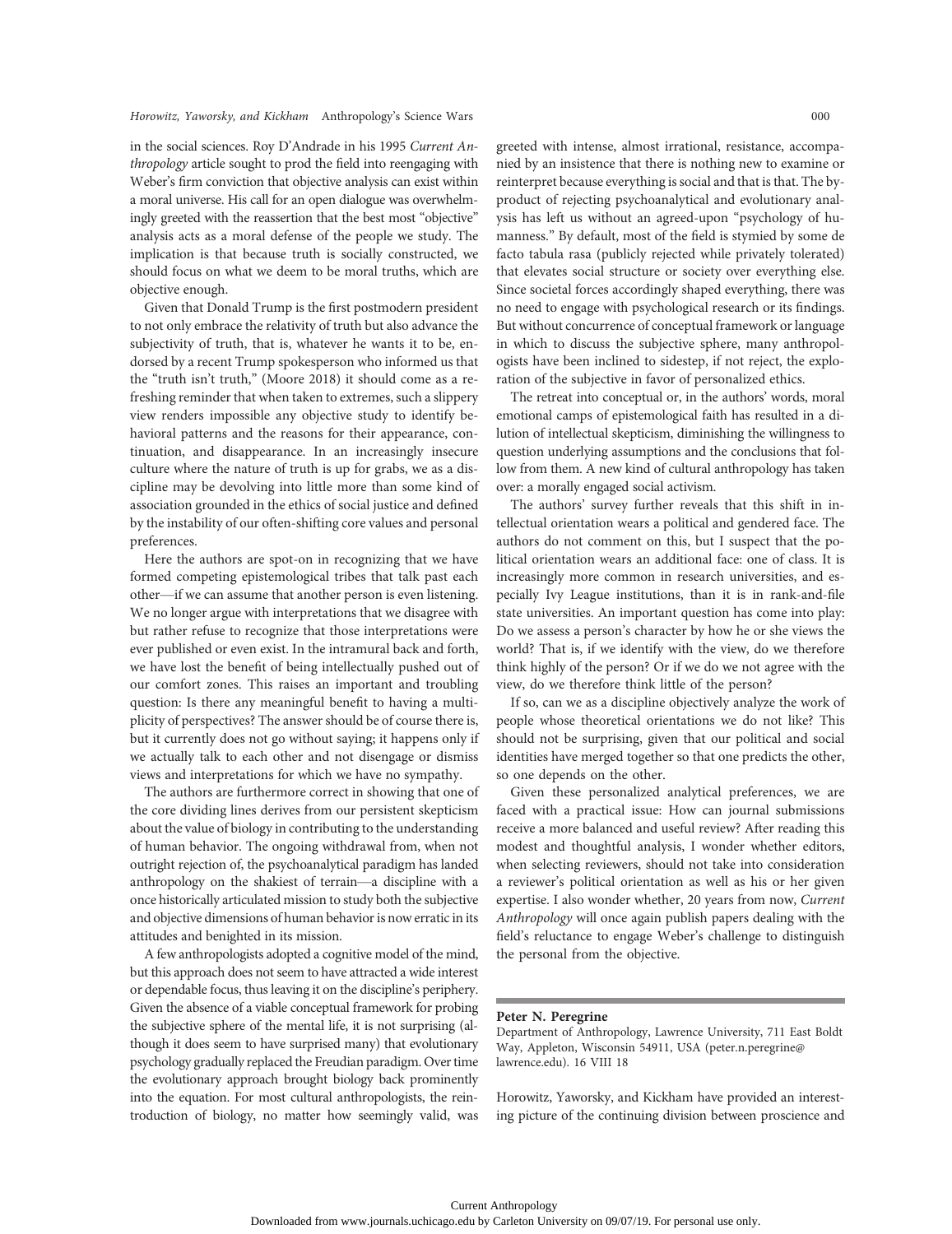in the social sciences. Roy D'Andrade in his 1995 *Current Anthropology* article sought to prod the field into reengaging with Weber's firm conviction that objective analysis can exist within a moral universe. His call for an open dialogue was overwhelmingly greeted with the reassertion that the best most "objective" analysis acts as a moral defense of the people we study. The implication is that because truth is socially constructed, we should focus on what we deem to be moral truths, which are objective enough.

Given that Donald Trump is the first postmodern president to not only embrace the relativity of truth but also advance the subjectivity of truth, that is, whatever he wants it to be, endorsed by a recent Trump spokesperson who informed us that the "truth isn't truth," (Moore 2018) it should come as a refreshing reminder that when taken to extremes, such a slippery view renders impossible any objective study to identify behavioral patterns and the reasons for their appearance, continuation, and disappearance. In an increasingly insecure culture where the nature of truth is up for grabs, we as a discipline may be devolving into little more than some kind of association grounded in the ethics of social justice and defined by the instability of our often-shifting core values and personal preferences.

Here the authors are spot-on in recognizing that we have formed competing epistemological tribes that talk past each other—if we can assume that another person is even listening. We no longer argue with interpretations that we disagree with but rather refuse to recognize that those interpretations were ever published or even exist. In the intramural back and forth, we have lost the benefit of being intellectually pushed out of our comfort zones. This raises an important and troubling question: Is there any meaningful benefit to having a multiplicity of perspectives? The answer should be of course there is, but it currently does not go without saying; it happens only if we actually talk to each other and not disengage or dismiss views and interpretations for which we have no sympathy.

The authors are furthermore correct in showing that one of the core dividing lines derives from our persistent skepticism about the value of biology in contributing to the understanding of human behavior. The ongoing withdrawal from, when not outright rejection of, the psychoanalytical paradigm has landed anthropology on the shakiest of terrain—a discipline with a once historically articulated mission to study both the subjective and objective dimensions of human behavior is now erratic in its attitudes and benighted in its mission.

A few anthropologists adopted a cognitive model of the mind, but this approach does not seem to have attracted a wide interest or dependable focus, thus leaving it on the discipline's periphery. Given the absence of a viable conceptual framework for probing the subjective sphere of the mental life, it is not surprising (although it does seem to have surprised many) that evolutionary psychology gradually replaced the Freudian paradigm. Over time the evolutionary approach brought biology back prominently into the equation. For most cultural anthropologists, the reintroduction of biology, no matter how seemingly valid, was greeted with intense, almost irrational, resistance, accompanied by an insistence that there is nothing new to examine or reinterpret because everything is social and that is that. The byproduct of rejecting psychoanalytical and evolutionary analysis has left us without an agreed-upon "psychology of humanness." By default, most of the field is stymied by some de facto tabula rasa (publicly rejected while privately tolerated) that elevates social structure or society over everything else. Since societal forces accordingly shaped everything, there was no need to engage with psychological research or its findings. But without concurrence of conceptual framework or language in which to discuss the subjective sphere, many anthropologists have been inclined to sidestep, if not reject, the exploration of the subjective in favor of personalized ethics.

The retreat into conceptual or, in the authors' words, moral emotional camps of epistemological faith has resulted in a dilution of intellectual skepticism, diminishing the willingness to question underlying assumptions and the conclusions that follow from them. A new kind of cultural anthropology has taken over: a morally engaged social activism.

The authors' survey further reveals that this shift in intellectual orientation wears a political and gendered face. The authors do not comment on this, but I suspect that the political orientation wears an additional face: one of class. It is increasingly more common in research universities, and especially Ivy League institutions, than it is in rank-and-file state universities. An important question has come into play: Do we assess a person's character by how he or she views the world? That is, if we identify with the view, do we therefore think highly of the person? Or if we do we not agree with the view, do we therefore think little of the person?

If so, can we as a discipline objectively analyze the work of people whose theoretical orientations we do not like? This should not be surprising, given that our political and social identities have merged together so that one predicts the other, so one depends on the other.

Given these personalized analytical preferences, we are faced with a practical issue: How can journal submissions receive a more balanced and useful review? After reading this modest and thoughtful analysis, I wonder whether editors, when selecting reviewers, should not take into consideration a reviewer's political orientation as well as his or her given expertise. I also wonder whether, 20 years from now, *Current Anthropology* will once again publish papers dealing with the field's reluctance to engage Weber's challenge to distinguish the personal from the objective.

**Peter N. Peregrine**

Department of Anthropology, Lawrence University, 711 East Boldt Way, Appleton, Wisconsin 54911, USA (peter.n.peregrine@lawrence.edu). 16 VIII 18

Horowitz, Yaworsky, and Kickham have provided an interesting picture of the continuing division between proscience and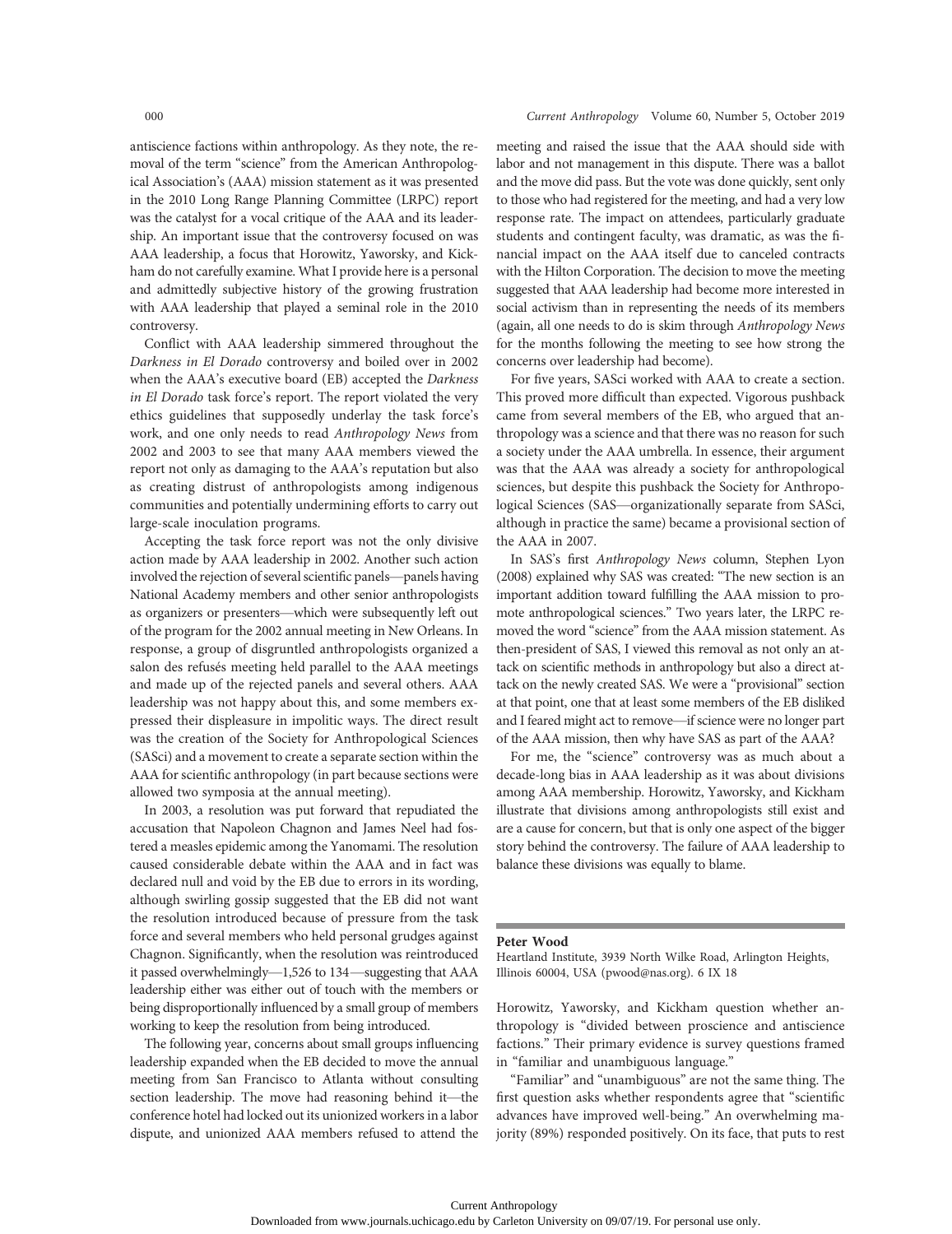antiscience factions within anthropology. As they note, the removal of the term "science" from the American Anthropological Association's (AAA) mission statement as it was presented in the 2010 Long Range Planning Committee (LRPC) report was the catalyst for a vocal critique of the AAA and its leadership. An important issue that the controversy focused on was AAA leadership, a focus that Horowitz, Yaworsky, and Kickham do not carefully examine. What I provide here is a personal and admittedly subjective history of the growing frustration with AAA leadership that played a seminal role in the 2010 controversy.

Conflict with AAA leadership simmered throughout the *Darkness in El Dorado* controversy and boiled over in 2002 when the AAA's executive board (EB) accepted the *Darkness in El Dorado* task force's report. The report violated the very ethics guidelines that supposedly underlay the task force's work, and one only needs to read *Anthropology News* from 2002 and 2003 to see that many AAA members viewed the report not only as damaging to the AAA's reputation but also as creating distrust of anthropologists among indigenous communities and potentially undermining efforts to carry out large-scale inoculation programs.

Accepting the task force report was not the only divisive action made by AAA leadership in 2002. Another such action involved the rejection of several scientific panels—panels having National Academy members and other senior anthropologists as organizers or presenters—which were subsequently left out of the program for the 2002 annual meeting in New Orleans. In response, a group of disgruntled anthropologists organized a salon des refusés meeting held parallel to the AAA meetings and made up of the rejected panels and several others. AAA leadership was not happy about this, and some members expressed their displeasure in impolitic ways. The direct result was the creation of the Society for Anthropological Sciences (SASci) and a movement to create a separate section within the AAA for scientific anthropology (in part because sections were allowed two symposia at the annual meeting).

In 2003, a resolution was put forward that repudiated the accusation that Napoleon Chagnon and James Neel had fostered a measles epidemic among the Yanomami. The resolution caused considerable debate within the AAA and in fact was declared null and void by the EB due to errors in its wording, although swirling gossip suggested that the EB did not want the resolution introduced because of pressure from the task force and several members who held personal grudges against Chagnon. Significantly, when the resolution was reintroduced it passed overwhelmingly—1,526 to 134—suggesting that AAA leadership either was either out of touch with the members or being disproportionally influenced by a small group of members working to keep the resolution from being introduced.

The following year, concerns about small groups influencing leadership expanded when the EB decided to move the annual meeting from San Francisco to Atlanta without consulting section leadership. The move had reasoning behind it—the conference hotel had locked out its unionized workers in a labor dispute, and unionized AAA members refused to attend the meeting and raised the issue that the AAA should side with labor and not management in this dispute. There was a ballot and the move did pass. But the vote was done quickly, sent only to those who had registered for the meeting, and had a very low response rate. The impact on attendees, particularly graduate students and contingent faculty, was dramatic, as was the financial impact on the AAA itself due to canceled contracts with the Hilton Corporation. The decision to move the meeting suggested that AAA leadership had become more interested in social activism than in representing the needs of its members (again, all one needs to do is skim through *Anthropology News* for the months following the meeting to see how strong the concerns over leadership had become).

For five years, SASci worked with AAA to create a section. This proved more difficult than expected. Vigorous pushback came from several members of the EB, who argued that anthropology was a science and that there was no reason for such a society under the AAA umbrella. In essence, their argument was that the AAA was already a society for anthropological sciences, but despite this pushback the Society for Anthropological Sciences (SAS—organizationally separate from SASci, although in practice the same) became a provisional section of the AAA in 2007.

In SAS's first *Anthropology News* column, Stephen Lyon (2008) explained why SAS was created: "The new section is an important addition toward fulfilling the AAA mission to promote anthropological sciences." Two years later, the LRPC removed the word "science" from the AAA mission statement. As then-president of SAS, I viewed this removal as not only an attack on scientific methods in anthropology but also a direct attack on the newly created SAS. We were a "provisional" section at that point, one that at least some members of the EB disliked and I feared might act to remove—if science were no longer part of the AAA mission, then why have SAS as part of the AAA?

For me, the "science" controversy was as much about a decade-long bias in AAA leadership as it was about divisions among AAA membership. Horowitz, Yaworsky, and Kickham illustrate that divisions among anthropologists still exist and are a cause for concern, but that is only one aspect of the bigger story behind the controversy. The failure of AAA leadership to balance these divisions was equally to blame.

**Peter Wood**

Heartland Institute, 3939 North Wilke Road, Arlington Heights, Illinois 60004, USA (pwood@nas.org). 6 IX 18

Horowitz, Yaworsky, and Kickham question whether anthropology is "divided between proscience and antiscience factions." Their primary evidence is survey questions framed in "familiar and unambiguous language."

"Familiar" and "unambiguous" are not the same thing. The first question asks whether respondents agree that "scientific advances have improved well-being." An overwhelming majority (89%) responded positively. On its face, that puts to rest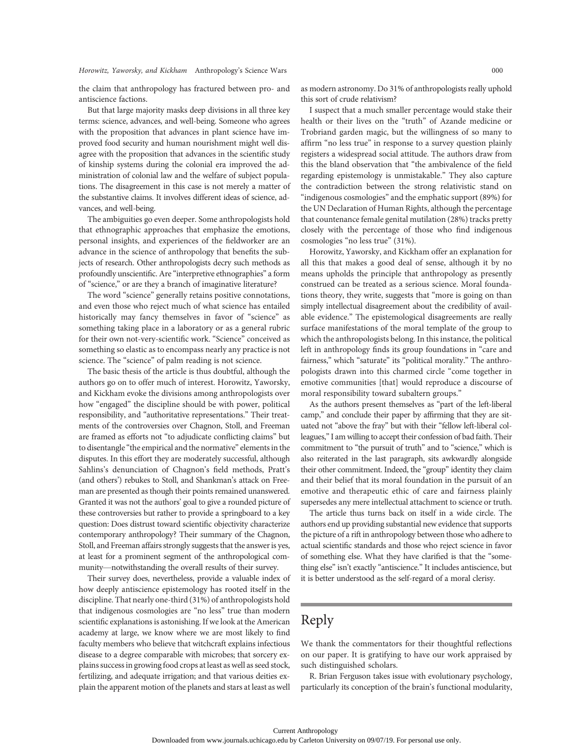the claim that anthropology has fractured between pro- and antiscience factions.

But that large majority masks deep divisions in all three key terms: science, advances, and well-being. Someone who agrees with the proposition that advances in plant science have improved food security and human nourishment might well disagree with the proposition that advances in the scientific study of kinship systems during the colonial era improved the administration of colonial law and the welfare of subject populations. The disagreement in this case is not merely a matter of the substantive claims. It involves different ideas of science, advances, and well-being.

The ambiguities go even deeper. Some anthropologists hold that ethnographic approaches that emphasize the emotions, personal insights, and experiences of the fieldworker are an advance in the science of anthropology that benefits the subjects of research. Other anthropologists decry such methods as profoundly unscientific. Are "interpretive ethnographies" a form of "science," or are they a branch of imaginative literature?

The word "science" generally retains positive connotations, and even those who reject much of what science has entailed historically may fancy themselves in favor of "science" as something taking place in a laboratory or as a general rubric for their own not-very-scientific work. "Science" conceived as something so elastic as to encompass nearly any practice is not science. The "science" of palm reading is not science.

The basic thesis of the article is thus doubtful, although the authors go on to offer much of interest. Horowitz, Yaworsky, and Kickham evoke the divisions among anthropologists over how "engaged" the discipline should be with power, political responsibility, and "authoritative representations." Their treatments of the controversies over Chagnon, Stoll, and Freeman are framed as efforts not "to adjudicate conflicting claims" but to disentangle "the empirical and the normative" elements in the disputes. In this effort they are moderately successful, although Sahlins's denunciation of Chagnon's field methods, Pratt's (and others') rebukes to Stoll, and Shankman's attack on Freeman are presented as though their points remained unanswered. Granted it was not the authors' goal to give a rounded picture of these controversies but rather to provide a springboard to a key question: Does distrust toward scientific objectivity characterize contemporary anthropology? Their summary of the Chagnon, Stoll, and Freeman affairs strongly suggests that the answer is yes, at least for a prominent segment of the anthropological community—notwithstanding the overall results of their survey.

Their survey does, nevertheless, provide a valuable index of how deeply antiscience epistemology has rooted itself in the discipline. That nearly one-third (31%) of anthropologists hold that indigenous cosmologies are "no less" true than modern scientific explanations is astonishing. If we look at the American academy at large, we know where we are most likely to find faculty members who believe that witchcraft explains infectious disease to a degree comparable with microbes; that sorcery explains success in growing food crops at least as well as seed stock, fertilizing, and adequate irrigation; and that various deities explain the apparent motion of the planets and stars at least as well as modern astronomy. Do 31% of anthropologists really uphold this sort of crude relativism?

I suspect that a much smaller percentage would stake their health or their lives on the "truth" of Azande medicine or Trobriand garden magic, but the willingness of so many to affirm "no less true" in response to a survey question plainly registers a widespread social attitude. The authors draw from this the bland observation that "the ambivalence of the field regarding epistemology is unmistakable." They also capture the contradiction between the strong relativistic stand on "indigenous cosmologies" and the emphatic support (89%) for the UN Declaration of Human Rights, although the percentage that countenance female genital mutilation (28%) tracks pretty closely with the percentage of those who find indigenous cosmologies "no less true" (31%).

Horowitz, Yaworsky, and Kickham offer an explanation for all this that makes a good deal of sense, although it by no means upholds the principle that anthropology as presently construed can be treated as a serious science. Moral foundations theory, they write, suggests that "more is going on than simply intellectual disagreement about the credibility of available evidence." The epistemological disagreements are really surface manifestations of the moral template of the group to which the anthropologists belong. In this instance, the political left in anthropology finds its group foundations in "care and fairness," which "saturate" its "political morality." The anthropologists drawn into this charmed circle "come together in emotive communities [that] would reproduce a discourse of moral responsibility toward subaltern groups."

As the authors present themselves as "part of the left-liberal camp," and conclude their paper by affirming that they are situated not "above the fray" but with their "fellow left-liberal colleagues," I am willing to accept their confession of bad faith. Their commitment to "the pursuit of truth" and to "science," which is also reiterated in the last paragraph, sits awkwardly alongside their other commitment. Indeed, the "group" identity they claim and their belief that its moral foundation in the pursuit of an emotive and therapeutic ethic of care and fairness plainly supersedes any mere intellectual attachment to science or truth.

The article thus turns back on itself in a wide circle. The authors end up providing substantial new evidence that supports the picture of a rift in anthropology between those who adhere to actual scientific standards and those who reject science in favor of something else. What they have clarified is that the "something else" isn't exactly "antiscience." It includes antiscience, but it is better understood as the self-regard of a moral clerisy.

# Reply

We thank the commentators for their thoughtful reflections on our paper. It is gratifying to have our work appraised by such distinguished scholars.

R. Brian Ferguson takes issue with evolutionary psychology, particularly its conception of the brain's functional modularity,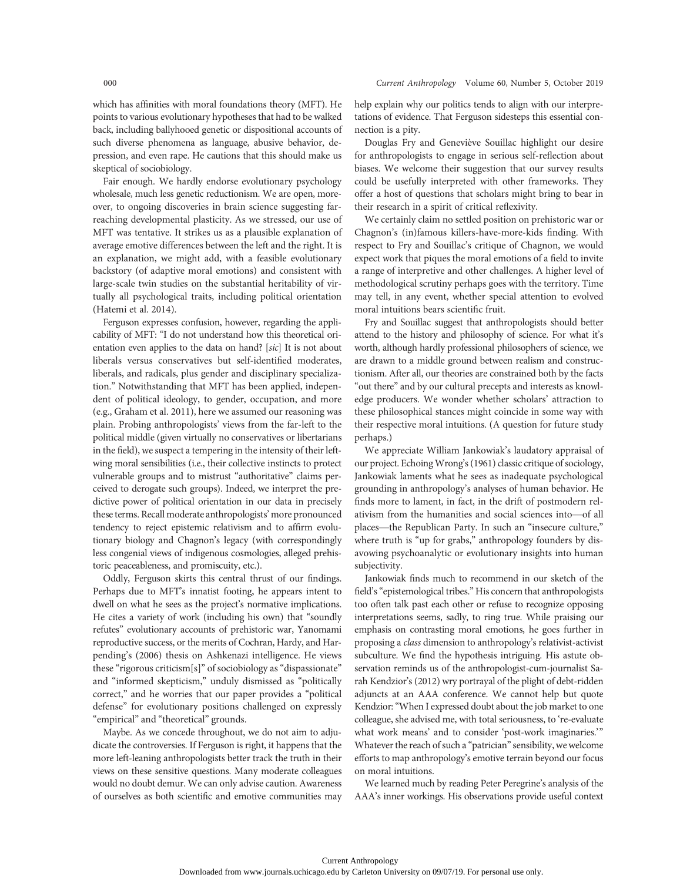which has affinities with moral foundations theory (MFT). He points to various evolutionary hypotheses that had to be walked back, including ballyhooed genetic or dispositional accounts of such diverse phenomena as language, abusive behavior, depression, and even rape. He cautions that this should make us skeptical of sociobiology.

Fair enough. We hardly endorse evolutionary psychology wholesale, much less genetic reductionism. We are open, moreover, to ongoing discoveries in brain science suggesting far-reaching developmental plasticity. As we stressed, our use of MFT was tentative. It strikes us as a plausible explanation of average emotive differences between the left and the right. It is an explanation, we might add, with a feasible evolutionary backstory (of adaptive moral emotions) and consistent with large-scale twin studies on the substantial heritability of virtually all psychological traits, including political orientation (Hatemi et al. 2014).

Ferguson expresses confusion, however, regarding the applicability of MFT: "I do not understand how this theoretical orientation even applies to the data on hand? [*sic*] It is not about liberals versus conservatives but self-identified moderates, liberals, and radicals, plus gender and disciplinary specialization." Notwithstanding that MFT has been applied, independent of political ideology, to gender, occupation, and more (e.g., Graham et al. 2011), here we assumed our reasoning was plain. Probing anthropologists' views from the far-left to the political middle (given virtually no conservatives or libertarians in the field), we suspect a tempering in the intensity of their left-wing moral sensibilities (i.e., their collective instincts to protect vulnerable groups and to mistrust "authoritative" claims perceived to derogate such groups). Indeed, we interpret the predictive power of political orientation in our data in precisely these terms. Recall moderate anthropologists' more pronounced tendency to reject epistemic relativism and to affirm evolutionary biology and Chagnon's legacy (with correspondingly less congenial views of indigenous cosmologies, alleged prehistoric peaceableness, and promiscuity, etc.).

Oddly, Ferguson skirts this central thrust of our findings. Perhaps due to MFT's innatist footing, he appears intent to dwell on what he sees as the project's normative implications. He cites a variety of work (including his own) that "soundly refutes" evolutionary accounts of prehistoric war, Yanomami reproductive success, or the merits of Cochran, Hardy, and Harpending's (2006) thesis on Ashkenazi intelligence. He views these "rigorous criticism[s]" of sociobiology as "dispassionate" and "informed skepticism," unduly dismissed as "politically correct," and he worries that our paper provides a "political defense" for evolutionary positions challenged on expressly "empirical" and "theoretical" grounds.

Maybe. As we concede throughout, we do not aim to adjudicate the controversies. If Ferguson is right, it happens that the more left-leaning anthropologists better track the truth in their views on these sensitive questions. Many moderate colleagues would no doubt demur. We can only advise caution. Awareness of ourselves as both scientific and emotive communities may help explain why our politics tends to align with our interpretations of evidence. That Ferguson sidesteps this essential connection is a pity.

Douglas Fry and Geneviève Souillac highlight our desire for anthropologists to engage in serious self-reflection about biases. We welcome their suggestion that our survey results could be usefully interpreted with other frameworks. They offer a host of questions that scholars might bring to bear in their research in a spirit of critical reflexivity.

We certainly claim no settled position on prehistoric war or Chagnon's (in)famous killers-have-more-kids finding. With respect to Fry and Souillac's critique of Chagnon, we would expect work that piques the moral emotions of a field to invite a range of interpretive and other challenges. A higher level of methodological scrutiny perhaps goes with the territory. Time may tell, in any event, whether special attention to evolved moral intuitions bears scientific fruit.

Fry and Souillac suggest that anthropologists should better attend to the history and philosophy of science. For what it's worth, although hardly professional philosophers of science, we are drawn to a middle ground between realism and constructionism. After all, our theories are constrained both by the facts "out there" and by our cultural precepts and interests as knowledge producers. We wonder whether scholars' attraction to these philosophical stances might coincide in some way with their respective moral intuitions. (A question for future study perhaps.)

We appreciate William Jankowiak's laudatory appraisal of our project. Echoing Wrong's (1961) classic critique of sociology, Jankowiak laments what he sees as inadequate psychological grounding in anthropology's analyses of human behavior. He finds more to lament, in fact, in the drift of postmodern relativism from the humanities and social sciences into—of all places—the Republican Party. In such an "insecure culture," where truth is "up for grabs," anthropology founders by disavowing psychoanalytic or evolutionary insights into human subjectivity.

Jankowiak finds much to recommend in our sketch of the field's "epistemological tribes." His concern that anthropologists too often talk past each other or refuse to recognize opposing interpretations seems, sadly, to ring true. While praising our emphasis on contrasting moral emotions, he goes further in proposing a *class* dimension to anthropology's relativist-activist subculture. We find the hypothesis intriguing. His astute observation reminds us of the anthropologist-cum-journalist Sarah Kendzior's (2012) wry portrayal of the plight of debt-ridden adjuncts at an AAA conference. We cannot help but quote Kendzior: "When I expressed doubt about the job market to one colleague, she advised me, with total seriousness, to 're-evaluate what work means' and to consider 'post-work imaginaries.'" Whatever the reach of such a "patrician" sensibility, we welcome efforts to map anthropology's emotive terrain beyond our focus on moral intuitions.

We learned much by reading Peter Peregrine's analysis of the AAA's inner workings. His observations provide useful context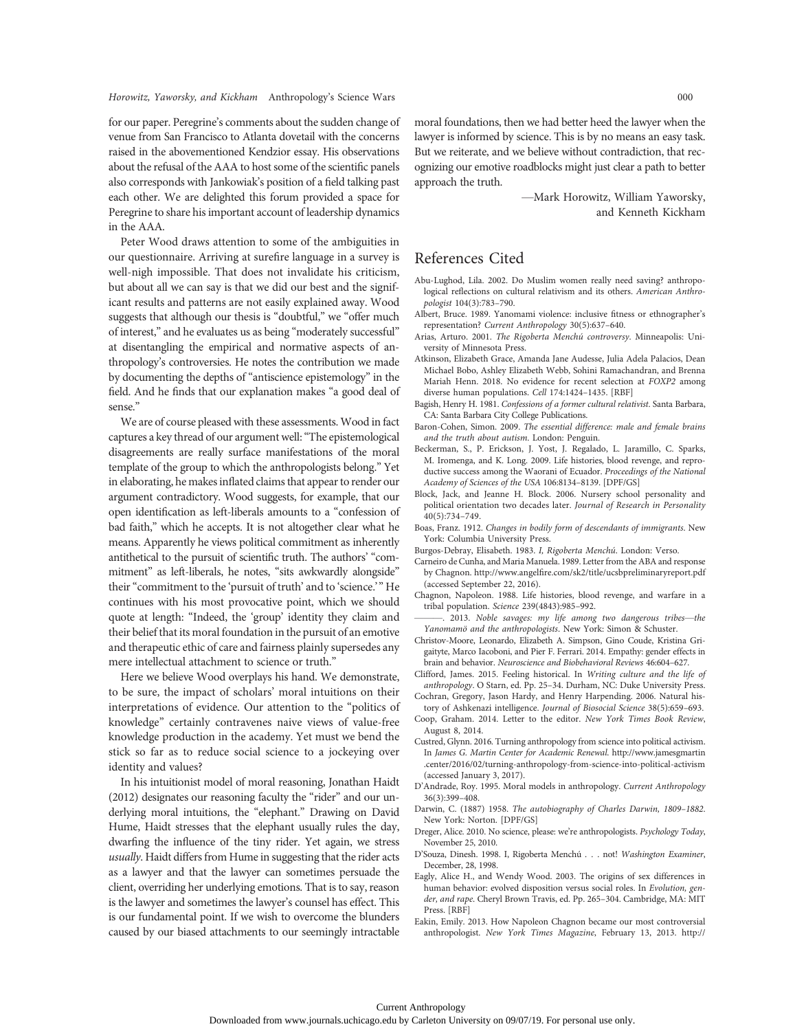for our paper. Peregrine's comments about the sudden change of venue from San Francisco to Atlanta dovetail with the concerns raised in the abovementioned Kendzior essay. His observations about the refusal of the AAA to host some of the scientific panels also corresponds with Jankowiak's position of a field talking past each other. We are delighted this forum provided a space for Peregrine to share his important account of leadership dynamics in the AAA.

Peter Wood draws attention to some of the ambiguities in our questionnaire. Arriving at surefire language in a survey is well-nigh impossible. That does not invalidate his criticism, but about all we can say is that we did our best and the significant results and patterns are not easily explained away. Wood suggests that although our thesis is "doubtful," we "offer much of interest," and he evaluates us as being "moderately successful" at disentangling the empirical and normative aspects of anthropology's controversies. He notes the contribution we made by documenting the depths of "antiscience epistemology" in the field. And he finds that our explanation makes "a good deal of sense."

We are of course pleased with these assessments. Wood in fact captures a key thread of our argument well: "The epistemological disagreements are really surface manifestations of the moral template of the group to which the anthropologists belong." Yet in elaborating, he makes inflated claims that appear to render our argument contradictory. Wood suggests, for example, that our open identification as left-liberals amounts to a "confession of bad faith," which he accepts. It is not altogether clear what he means. Apparently he views political commitment as inherently antithetical to the pursuit of scientific truth. The authors' "commitment" as left-liberals, he notes, "sits awkwardly alongside" their "commitment to the 'pursuit of truth' and to 'science.'" He continues with his most provocative point, which we should quote at length: "Indeed, the 'group' identity they claim and their belief that its moral foundation in the pursuit of an emotive and therapeutic ethic of care and fairness plainly supersedes any mere intellectual attachment to science or truth."

Here we believe Wood overplays his hand. We demonstrate, to be sure, the impact of scholars' moral intuitions on their interpretations of evidence. Our attention to the "politics of knowledge" certainly contravenes naive views of value-free knowledge production in the academy. Yet must we bend the stick so far as to reduce social science to a jockeying over identity and values?

In his intuitionist model of moral reasoning, Jonathan Haidt (2012) designates our reasoning faculty the "rider" and our underlying moral intuitions, the "elephant." Drawing on David Hume, Haidt stresses that the elephant usually rules the day, dwarfing the influence of the tiny rider. Yet again, we stress *usually*. Haidt differs from Hume in suggesting that the rider acts as a lawyer and that the lawyer can sometimes persuade the client, overriding her underlying emotions. That is to say, reason is the lawyer and sometimes the lawyer's counsel has effect. This is our fundamental point. If we wish to overcome the blunders caused by our biased attachments to our seemingly intractable moral foundations, then we had better heed the lawyer when the lawyer is informed by science. This is by no means an easy task. But we reiterate, and we believe without contradiction, that recognizing our emotive roadblocks might just clear a path to better approach the truth.

—Mark Horowitz, William Yaworsky, and Kenneth Kickham

## References Cited

Abu-Lughod, Lila. 2002. Do Muslim women really need saving? anthropological reflections on cultural relativism and its others. *American Anthropologist* 104(3):783–790.

Albert, Bruce. 1989. Yanomami violence: inclusive fitness or ethnographer's representation? *Current Anthropology* 30(5):637–640.

Arias, Arturo. 2001. *The Rigoberta Menchú controversy*. Minneapolis: University of Minnesota Press.

Atkinson, Elizabeth Grace, Amanda Jane Audesse, Julia Adela Palacios, Dean Michael Bobo, Ashley Elizabeth Webb, Sohini Ramachandran, and Brenna Mariah Henn. 2018. No evidence for recent selection at *FOXP2* among diverse human populations. *Cell* 174:1424–1435. [RBF]

Bagish, Henry H. 1981. *Confessions of a former cultural relativist*. Santa Barbara, CA: Santa Barbara City College Publications.

Baron-Cohen, Simon. 2009. *The essential difference: male and female brains and the truth about autism*. London: Penguin.

Beckerman, S., P. Erickson, J. Yost, J. Regalado, L. Jaramillo, C. Sparks, M. Iromenga, and K. Long. 2009. Life histories, blood revenge, and reproductive success among the Waorani of Ecuador. *Proceedings of the National Academy of Sciences of the USA* 106:8134–8139. [DPF/GS]

Block, Jack, and Jeanne H. Block. 2006. Nursery school personality and political orientation two decades later. *Journal of Research in Personality* 40(5):734–749.

Boas, Franz. 1912. *Changes in bodily form of descendants of immigrants*. New York: Columbia University Press.

Burgos-Debray, Elisabeth. 1983. *I, Rigoberta Menchú*. London: Verso.

Carneiro de Cunha, and Maria Manuela. 1989. Letter from the ABA and response by Chagnon. http://www.angelfire.com/sk2/title/ucsbpreliminaryreport.pdf (accessed September 22, 2016).

Chagnon, Napoleon. 1988. Life histories, blood revenge, and warfare in a tribal population. *Science* 239(4843):985–992.

———. 2013. *Noble savages: my life among two dangerous tribes—the Yanomamö and the anthropologists*. New York: Simon & Schuster.

Christov-Moore, Leonardo, Elizabeth A. Simpson, Gino Coude, Kristina Grigaityte, Marco Iacoboni, and Pier F. Ferrari. 2014. Empathy: gender effects in brain and behavior. *Neuroscience and Biobehavioral Reviews* 46:604–627.

Clifford, James. 2015. Feeling historical. In *Writing culture and the life of anthropology*. O Starn, ed. Pp. 25–34. Durham, NC: Duke University Press.

Cochran, Gregory, Jason Hardy, and Henry Harpending. 2006. Natural history of Ashkenazi intelligence. *Journal of Biosocial Science* 38(5):659–693.

Coop, Graham. 2014. Letter to the editor. *New York Times Book Review*, August 8, 2014.

Custred, Glynn. 2016. Turning anthropology from science into political activism. In *James G. Martin Center for Academic Renewal*. http://www.jamesgmartin.center/2016/02/turning-anthropology-from-science-into-political-activism (accessed January 3, 2017).

D'Andrade, Roy. 1995. Moral models in anthropology. *Current Anthropology* 36(3):399–408.

Darwin, C. (1887) 1958. *The autobiography of Charles Darwin, 1809–1882*. New York: Norton. [DPF/GS]

Dreger, Alice. 2010. No science, please: we're anthropologists. *Psychology Today*, November 25, 2010.

D'Souza, Dinesh. 1998. I, Rigoberta Menchú . . . not! *Washington Examiner*, December, 28, 1998.

Eagly, Alice H., and Wendy Wood. 2003. The origins of sex differences in human behavior: evolved disposition versus social roles. In *Evolution, gender, and rape*. Cheryl Brown Travis, ed. Pp. 265–304. Cambridge, MA: MIT Press. [RBF]

Eakin, Emily. 2013. How Napoleon Chagnon became our most controversial anthropologist. *New York Times Magazine*, February 13, 2013. http://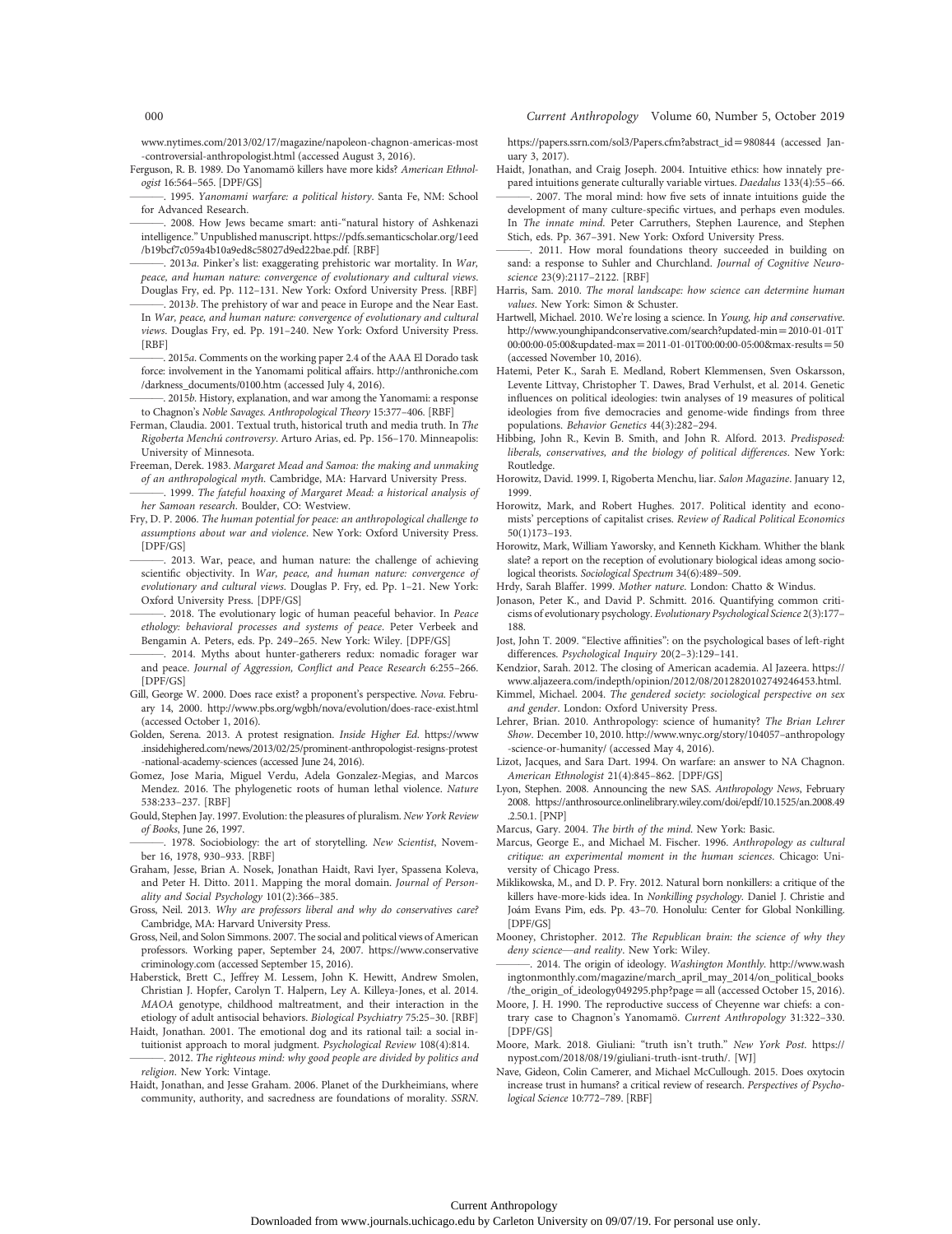www.nytimes.com/2013/02/17/magazine/napoleon-chagnon-americas-most-controversial-anthropologist.html (accessed August 3, 2016).

Ferguson, R. B. 1989. Do Yanomamö killers have more kids? *American Ethnologist* 16:564–565. [DPF/GS]

———. 1995. *Yanomami warfare: a political history*. Santa Fe, NM: School for Advanced Research.

———. 2008. How Jews became smart: anti-"natural history of Ashkenazi intelligence." Unpublished manuscript. https://pdfs.semanticscholar.org/1eed/b19bcf7c059a4b10a9ed8c58027d9ed22bae.pdf. [RBF]

———. 2013*a*. Pinker's list: exaggerating prehistoric war mortality. In *War, peace, and human nature: convergence of evolutionary and cultural views*. Douglas Fry, ed. Pp. 112–131. New York: Oxford University Press. [RBF]

———. 2013*b*. The prehistory of war and peace in Europe and the Near East. In *War, peace, and human nature: convergence of evolutionary and cultural views*. Douglas Fry, ed. Pp. 191–240. New York: Oxford University Press. [RBF]

———. 2015*a*. Comments on the working paper 2.4 of the AAA El Dorado task force: involvement in the Yanomami political affairs. http://anthroniche.com/darkness_documents/0100.htm (accessed July 4, 2016).

———. 2015*b*. History, explanation, and war among the Yanomami: a response to Chagnon's *Noble Savages*. *Anthropological Theory* 15:377–406. [RBF]

Ferman, Claudia. 2001. Textual truth, historical truth and media truth. In *The Rigoberta Menchú controversy*. Arturo Arias, ed. Pp. 156–170. Minneapolis: University of Minnesota.

Freeman, Derek. 1983. *Margaret Mead and Samoa: the making and unmaking of an anthropological myth*. Cambridge, MA: Harvard University Press.

———. 1999. *The fateful hoaxing of Margaret Mead: a historical analysis of her Samoan research*. Boulder, CO: Westview.

Fry, D. P. 2006. *The human potential for peace: an anthropological challenge to assumptions about war and violence*. New York: Oxford University Press. [DPF/GS]

———. 2013. War, peace, and human nature: the challenge of achieving scientific objectivity. In *War, peace, and human nature: convergence of evolutionary and cultural views*. Douglas P. Fry, ed. Pp. 1–21. New York: Oxford University Press. [DPF/GS]

———. 2018. The evolutionary logic of human peaceful behavior. In *Peace ethology: behavioral processes and systems of peace*. Peter Verbeek and Bengamin A. Peters, eds. Pp. 249–265. New York: Wiley. [DPF/GS]

———. 2014. Myths about hunter-gatherers redux: nomadic forager war and peace. *Journal of Aggression, Conflict and Peace Research* 6:255–266. [DPF/GS]

Gill, George W. 2000. Does race exist? a proponent's perspective. *Nova*. February 14, 2000. http://www.pbs.org/wgbh/nova/evolution/does-race-exist.html (accessed October 1, 2016).

Golden, Serena. 2013. A protest resignation. *Inside Higher Ed*. https://www.insidehighered.com/news/2013/02/25/prominent-anthropologist-resigns-protest-national-academy-sciences (accessed June 24, 2016).

Gomez, Jose Maria, Miguel Verdu, Adela Gonzalez-Megias, and Marcos Mendez. 2016. The phylogenetic roots of human lethal violence. *Nature* 538:233–237. [RBF]

Gould, Stephen Jay. 1997. Evolution: the pleasures of pluralism. *New York Review of Books*, June 26, 1997.

———. 1978. Sociobiology: the art of storytelling. *New Scientist*, November 16, 1978, 930–933. [RBF]

Graham, Jesse, Brian A. Nosek, Jonathan Haidt, Ravi Iyer, Spassena Koleva, and Peter H. Ditto. 2011. Mapping the moral domain. *Journal of Personality and Social Psychology* 101(2):366–385.

Gross, Neil. 2013. *Why are professors liberal and why do conservatives care?* Cambridge, MA: Harvard University Press.

Gross, Neil, and Solon Simmons. 2007. The social and political views of American professors. Working paper, September 24, 2007. https://www.conservativecriminology.com (accessed September 15, 2016).

Haberstick, Brett C., Jeffrey M. Lessem, John K. Hewitt, Andrew Smolen, Christian J. Hopfer, Carolyn T. Halpern, Ley A. Killeya-Jones, et al. 2014. *MAOA* genotype, childhood maltreatment, and their interaction in the etiology of adult antisocial behaviors. *Biological Psychiatry* 75:25–30. [RBF]

Haidt, Jonathan. 2001. The emotional dog and its rational tail: a social intuitionist approach to moral judgment. *Psychological Review* 108(4):814.

———. 2012. *The righteous mind: why good people are divided by politics and religion*. New York: Vintage.

Haidt, Jonathan, and Jesse Graham. 2006. Planet of the Durkheimians, where community, authority, and sacredness are foundations of morality. *SSRN*. https://papers.ssrn.com/sol3/Papers.cfm?abstract_id=980844 (accessed January 3, 2017).

Haidt, Jonathan, and Craig Joseph. 2004. Intuitive ethics: how innately prepared intuitions generate culturally variable virtues. *Daedalus* 133(4):55–66.

———. 2007. The moral mind: how five sets of innate intuitions guide the development of many culture-specific virtues, and perhaps even modules. In *The innate mind*. Peter Carruthers, Stephen Laurence, and Stephen Stich, eds. Pp. 367–391. New York: Oxford University Press.

———. 2011. How moral foundations theory succeeded in building on sand: a response to Suhler and Churchland. *Journal of Cognitive Neuroscience* 23(9):2117–2122. [RBF]

Harris, Sam. 2010. *The moral landscape: how science can determine human values*. New York: Simon & Schuster.

Hartwell, Michael. 2010. We're losing a science. In *Young, hip and conservative*. http://www.younghipandconservative.com/search?updated-min=2010-01-01T00:00:00-05:00&updated-max=2011-01-01T00:00:00-05:00&max-results=50 (accessed November 10, 2016).

Hatemi, Peter K., Sarah E. Medland, Robert Klemmensen, Sven Oskarsson, Levente Littvay, Christopher T. Dawes, Brad Verhulst, et al. 2014. Genetic influences on political ideologies: twin analyses of 19 measures of political ideologies from five democracies and genome-wide findings from three populations. *Behavior Genetics* 44(3):282–294.

Hibbing, John R., Kevin B. Smith, and John R. Alford. 2013. *Predisposed: liberals, conservatives, and the biology of political differences*. New York: Routledge.

Horowitz, David. 1999. I, Rigoberta Menchu, liar. *Salon Magazine*. January 12, 1999.

Horowitz, Mark, and Robert Hughes. 2017. Political identity and economists' perceptions of capitalist crises. *Review of Radical Political Economics* 50(1)173–193.

Horowitz, Mark, William Yaworsky, and Kenneth Kickham. Whither the blank slate? a report on the reception of evolutionary biological ideas among sociological theorists. *Sociological Spectrum* 34(6):489–509.

Hrdy, Sarah Blaffer. 1999. *Mother nature*. London: Chatto & Windus.

Jonason, Peter K., and David P. Schmitt. 2016. Quantifying common criticisms of evolutionary psychology. *Evolutionary Psychological Science* 2(3):177–188.

Jost, John T. 2009. "Elective affinities": on the psychological bases of left-right differences. *Psychological Inquiry* 20(2–3):129–141.

Kendzior, Sarah. 2012. The closing of American academia. Al Jazeera. https://www.aljazeera.com/indepth/opinion/2012/08/2012820102749246453.html.

Kimmel, Michael. 2004. *The gendered society: sociological perspective on sex and gender*. London: Oxford University Press.

Lehrer, Brian. 2010. Anthropology: science of humanity? *The Brian Lehrer Show*. December 10, 2010. http://www.wnyc.org/story/104057-anthropology-science-or-humanity/ (accessed May 4, 2016).

Lizot, Jacques, and Sara Dart. 1994. On warfare: an answer to NA Chagnon. *American Ethnologist* 21(4):845–862. [DPF/GS]

Lyon, Stephen. 2008. Announcing the new SAS. *Anthropology News*, February 2008. https://anthrosource.onlinelibrary.wiley.com/doi/epdf/10.1525/an.2008.49.2.50.1. [PNP]

Marcus, Gary. 2004. *The birth of the mind*. New York: Basic.

Marcus, George E., and Michael M. Fischer. 1996. *Anthropology as cultural critique: an experimental moment in the human sciences*. Chicago: University of Chicago Press.

Miklikowska, M., and D. P. Fry. 2012. Natural born nonkillers: a critique of the killers have-more-kids idea. In *Nonkilling psychology*. Daniel J. Christie and Joám Evans Pim, eds. Pp. 43–70. Honolulu: Center for Global Nonkilling. [DPF/GS]

Mooney, Christopher. 2012. *The Republican brain: the science of why they deny science—and reality*. New York: Wiley.

———. 2014. The origin of ideology. *Washington Monthly*. http://www.washingtonmonthly.com/magazine/march_april_may_2014/on_political_books/the_origin_of_ideology049295.php?page=all (accessed October 15, 2016).

Moore, J. H. 1990. The reproductive success of Cheyenne war chiefs: a contrary case to Chagnon's Yanomamö. *Current Anthropology* 31:322–330. [DPF/GS]

Moore, Mark. 2018. Giuliani: "truth isn't truth." *New York Post*. https://nypost.com/2018/08/19/giuliani-truth-isnt-truth/. [WJ]

Nave, Gideon, Colin Camerer, and Michael McCullough. 2015. Does oxytocin increase trust in humans? a critical review of research. *Perspectives of Psychological Science* 10:772–789. [RBF]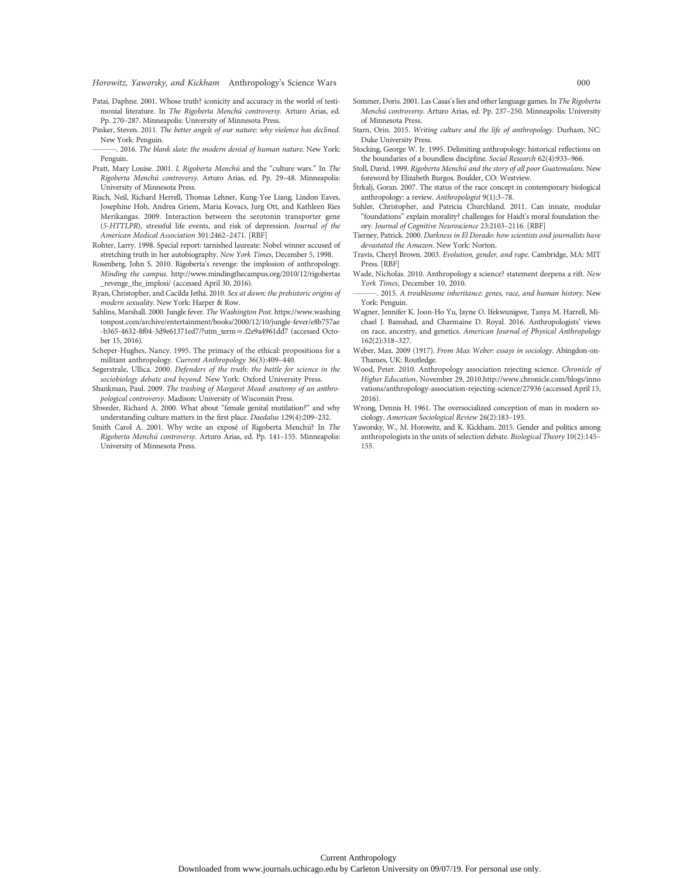Patai, Daphne. 2001. Whose truth? iconicity and accuracy in the world of testimonial literature. In *The Rigoberta Menchú controversy*. Arturo Arias, ed. Pp. 270–287. Minneapolis: University of Minnesota Press.

Pinker, Steven. 2011. *The better angels of our nature: why violence has declined*. New York: Penguin.

———. 2016. *The blank slate: the modern denial of human nature*. New York: Penguin.

Pratt, Mary Louise. 2001. *I, Rigoberta Menchú* and the "culture wars." In *The Rigoberta Menchú controversy*. Arturo Arias, ed. Pp. 29–48. Minneapolis: University of Minnesota Press.

Risch, Neil, Richard Herrell, Thomas Lehner, Kung-Yee Liang, Lindon Eaves, Josephine Hoh, Andrea Griem, Maria Kovacs, Jurg Ott, and Kathleen Ries Merikangas. 2009. Interaction between the serotonin transporter gene (*5-HTTLPR*), stressful life events, and risk of depression. *Journal of the American Medical Association* 301:2462–2471. [RBF]

Rohter, Larry. 1998. Special report: tarnished laureate: Nobel winner accused of stretching truth in her autobiography. *New York Times*, December 5, 1998.

Rosenberg, John S. 2010. Rigoberta's revenge: the implosion of anthropology. *Minding the campus*. http://www.mindingthecampus.org/2010/12/rigobertas_revenge_the_implosi/ (accessed April 30, 2016).

Ryan, Christopher, and Cacilda Jethá. 2010. *Sex at dawn: the prehistoric origins of modern sexuality*. New York: Harper & Row.

Sahlins, Marshall. 2000. Jungle fever. *The Washington Post*. https://www.washingtonpost.com/archive/entertainment/books/2000/12/10/jungle-fever/e8b757ae-b365-4632-8f04-3d9e61371ed7/?utm_term=.f2e9a4961dd7 (accessed October 15, 2016).

Scheper-Hughes, Nancy. 1995. The primacy of the ethical: propositions for a militant anthropology. *Current Anthropology* 36(3):409–440.

Segerstrale, Ullica. 2000. *Defenders of the truth: the battle for science in the sociobiology debate and beyond*. New York: Oxford University Press.

Shankman, Paul. 2009. *The trashing of Margaret Mead: anatomy of an anthropological controversy*. Madison: University of Wisconsin Press.

Shweder, Richard A. 2000. What about "female genital mutilation?" and why understanding culture matters in the first place. *Daedalus* 129(4):209–232.

Smith Carol A. 2001. Why write an exposé of Rigoberta Menchú? In *The Rigoberta Menchú controversy*. Arturo Arias, ed. Pp. 141–155. Minneapolis: University of Minnesota Press.

Sommer, Doris. 2001. Las Casas's lies and other language games. In *The Rigoberta Menchú controversy*. Arturo Arias, ed. Pp. 237–250. Minneapolis: University of Minnesota Press.

Starn, Orin. 2015. *Writing culture and the life of anthropology*. Durham, NC: Duke University Press.

Stocking, George W. Jr. 1995. Delimiting anthropology: historical reflections on the boundaries of a boundless discipline. *Social Research* 62(4):933–966.

Stoll, David. 1999. *Rigoberta Menchú and the story of all poor Guatemalans*. New foreword by Elizabeth Burgos. Boulder, CO: Westview.

Štrkalj, Goran. 2007. The status of the race concept in contemporary biological anthropology: a review. *Anthropologist* 9(1):3–78.

Suhler, Christopher, and Patricia Churchland. 2011. Can innate, modular "foundations" explain morality? challenges for Haidt's moral foundation theory. *Journal of Cognitive Neuroscience* 23:2103–2116. [RBF]

Tierney, Patrick. 2000. *Darkness in El Dorado: how scientists and journalists have devastated the Amazon*. New York: Norton.

Travis, Cheryl Brown. 2003. *Evolution, gender, and rape*. Cambridge, MA: MIT Press. [RBF]

Wade, Nicholas. 2010. Anthropology a science? statement deepens a rift. *New York Times*, December 10, 2010.

———. 2015. *A troublesome inheritance: genes, race, and human history*. New York: Penguin.

Wagner, Jennifer K. Joon-Ho Yu, Jayne O. Ifekwunigwe, Tanya M. Harrell, Michael J. Bamshad, and Charmaine D. Royal. 2016. Anthropologists' views on race, ancestry, and genetics. *American Journal of Physical Anthropology* 162(2):318–327.

Weber, Max. 2009 (1917). *From Max Weber: essays in sociology*. Abingdon-on-Thames, UK: Routledge.

Wood, Peter. 2010. Anthropology association rejecting science. *Chronicle of Higher Education*, November 29, 2010.http://www.chronicle.com/blogs/innovations/anthropology-association-rejecting-science/27936 (accessed April 15, 2016).

Wrong, Dennis H. 1961. The oversocialized conception of man in modern sociology. *American Sociological Review* 26(2):183–193.

Yaworsky, W., M. Horowitz, and K. Kickham. 2015. Gender and politics among anthropologists in the units of selection debate. *Biological Theory* 10(2):145–155.